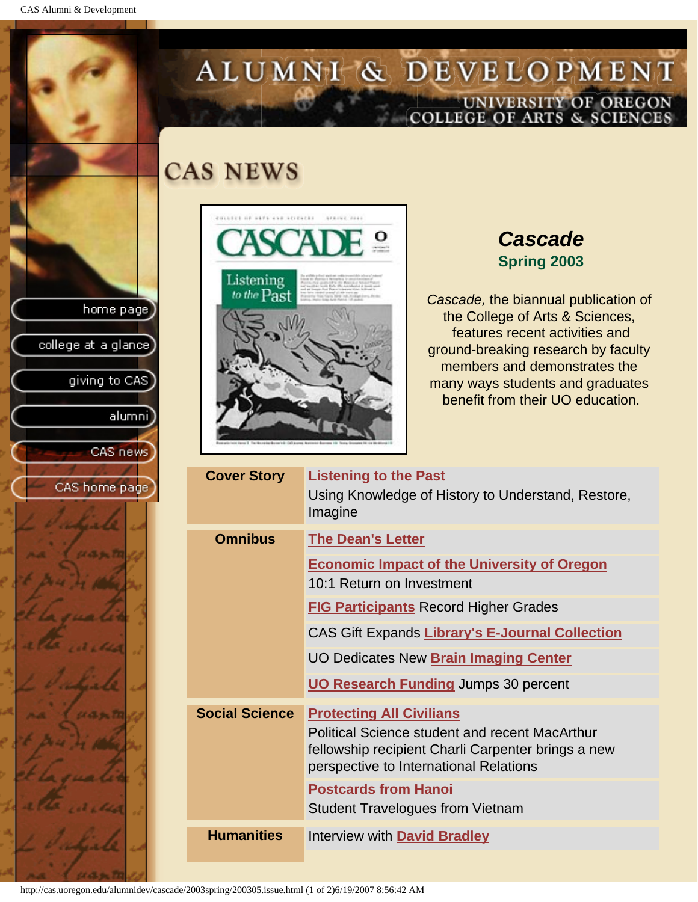# ALUMNI & DEVELOPMENT

UNIVERSITY OF OREGON
COLLEGE OF ARTS & SCIENCES

- home page
- college at a glance
- giving to CAS
- alumni
- CAS news
- CAS home page

## CAS NEWS

### *Cascade*

**Spring 2003**

*Cascade,* the biannual publication of the College of Arts & Sciences, features recent activities and ground-breaking research by faculty members and demonstrates the many ways students and graduates benefit from their UO education.

| | |
|---|---|
| **Cover Story** | **Listening to the Past** Using Knowledge of History to Understand, Restore, Imagine |
| **Omnibus** | **The Dean's Letter** |
| | **Economic Impact of the University of Oregon** 10:1 Return on Investment |
| | **FIG Participants** Record Higher Grades |
| | CAS Gift Expands **Library's E-Journal Collection** |
| | UO Dedicates New **Brain Imaging Center** |
| | **UO Research Funding** Jumps 30 percent |
| **Social Science** | **Protecting All Civilians** Political Science student and recent MacArthur fellowship recipient Charli Carpenter brings a new perspective to International Relations |
| | **Postcards from Hanoi** Student Travelogues from Vietnam |
| **Humanities** | Interview with **David Bradley** |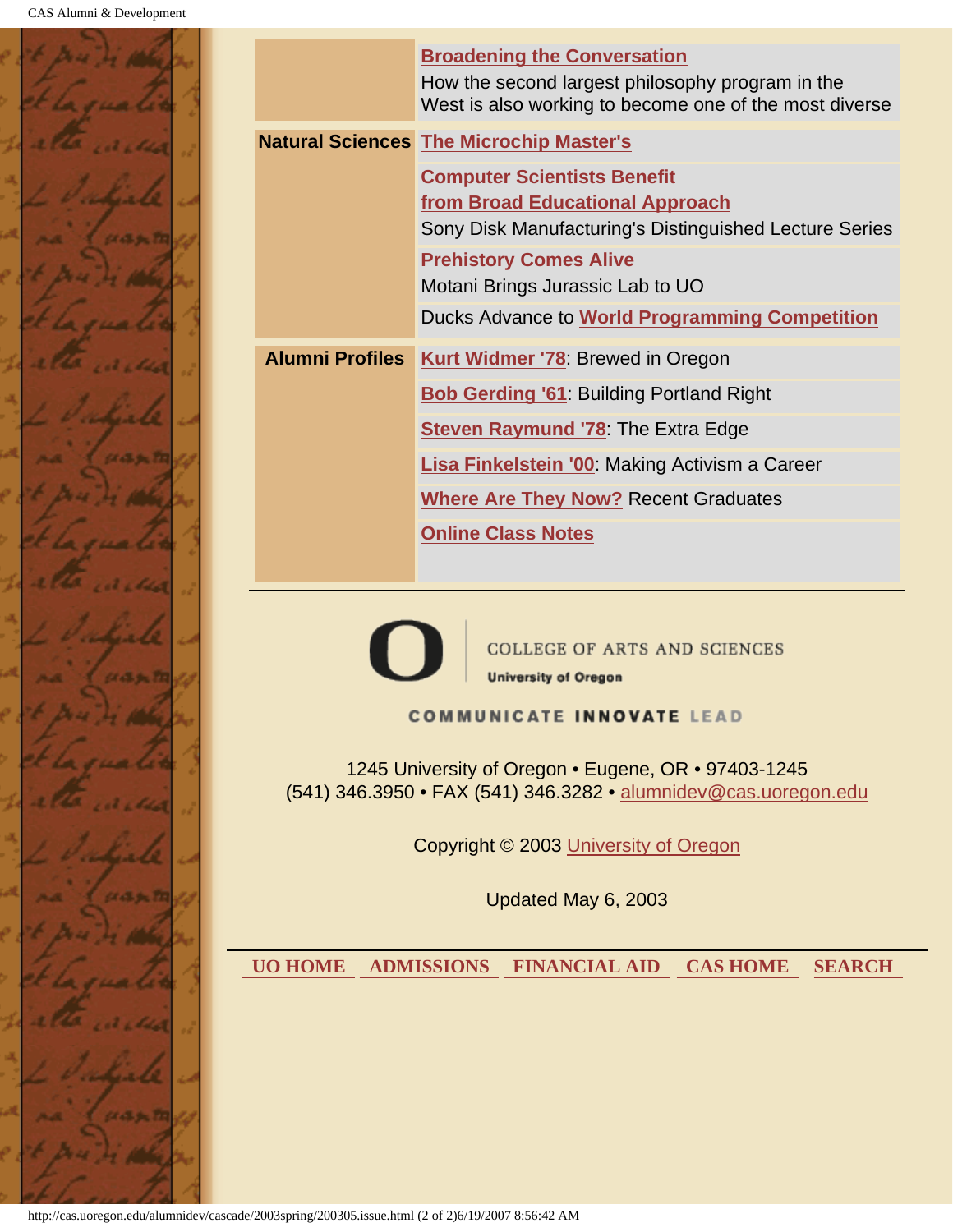| | |
|---|---|
| | **Broadening the Conversation** How the second largest philosophy program in the West is also working to become one of the most diverse |
| **Natural Sciences** | **The Microchip Master's** |
| | **Computer Scientists Benefit from Broad Educational Approach** Sony Disk Manufacturing's Distinguished Lecture Series |
| | **Prehistory Comes Alive** Motani Brings Jurassic Lab to UO |
| | Ducks Advance to **World Programming Competition** |
| **Alumni Profiles** | **Kurt Widmer '78**: Brewed in Oregon |
| | **Bob Gerding '61**: Building Portland Right |
| | **Steven Raymund '78**: The Extra Edge |
| | **Lisa Finkelstein '00**: Making Activism a Career |
| | **Where Are They Now?** Recent Graduates |
| | **Online Class Notes** |

---

COLLEGE OF ARTS AND SCIENCES
University of Oregon

COMMUNICATE INNOVATE LEAD

1245 University of Oregon • Eugene, OR • 97403-1245
(541) 346.3950 • FAX (541) 346.3282 • alumnidev@cas.uoregon.edu

Copyright © 2003 University of Oregon

Updated May 6, 2003

---

UO HOME | ADMISSIONS | FINANCIAL AID | CAS HOME | SEARCH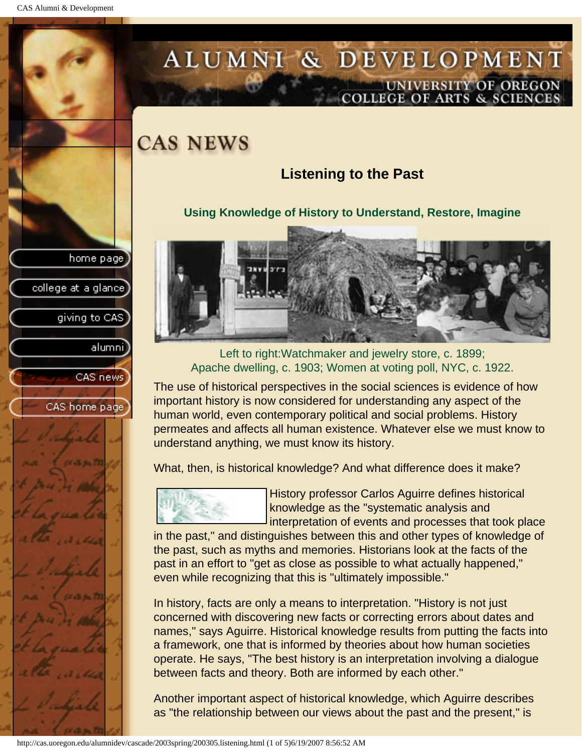# CAS NEWS

## Listening to the Past

### Using Knowledge of History to Understand, Restore, Imagine

Left to right:Watchmaker and jewelry store, c. 1899; Apache dwelling, c. 1903; Women at voting poll, NYC, c. 1922.

The use of historical perspectives in the social sciences is evidence of how important history is now considered for understanding any aspect of the human world, even contemporary political and social problems. History permeates and affects all human existence. Whatever else we must know to understand anything, we must know its history.

What, then, is historical knowledge? And what difference does it make?

History professor Carlos Aguirre defines historical knowledge as the "systematic analysis and interpretation of events and processes that took place in the past," and distinguishes between this and other types of knowledge of the past, such as myths and memories. Historians look at the facts of the past in an effort to "get as close as possible to what actually happened," even while recognizing that this is "ultimately impossible."

In history, facts are only a means to interpretation. "History is not just concerned with discovering new facts or correcting errors about dates and names," says Aguirre. Historical knowledge results from putting the facts into a framework, one that is informed by theories about how human societies operate. He says, "The best history is an interpretation involving a dialogue between facts and theory. Both are informed by each other."

Another important aspect of historical knowledge, which Aguirre describes as "the relationship between our views about the past and the present," is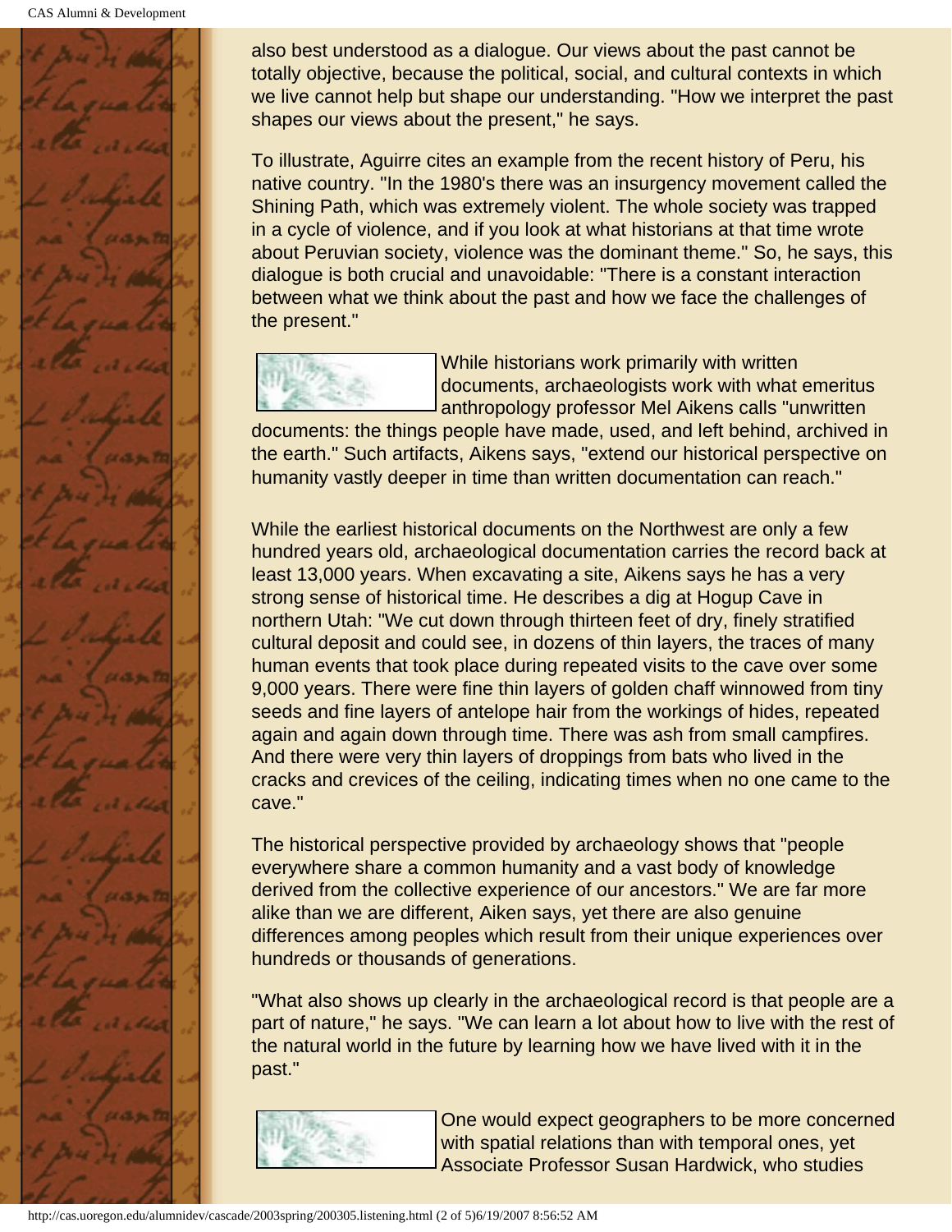also best understood as a dialogue. Our views about the past cannot be totally objective, because the political, social, and cultural contexts in which we live cannot help but shape our understanding. "How we interpret the past shapes our views about the present," he says.

To illustrate, Aguirre cites an example from the recent history of Peru, his native country. "In the 1980's there was an insurgency movement called the Shining Path, which was extremely violent. The whole society was trapped in a cycle of violence, and if you look at what historians at that time wrote about Peruvian society, violence was the dominant theme." So, he says, this dialogue is both crucial and unavoidable: "There is a constant interaction between what we think about the past and how we face the challenges of the present."

While historians work primarily with written documents, archaeologists work with what emeritus anthropology professor Mel Aikens calls "unwritten documents: the things people have made, used, and left behind, archived in the earth." Such artifacts, Aikens says, "extend our historical perspective on humanity vastly deeper in time than written documentation can reach."

While the earliest historical documents on the Northwest are only a few hundred years old, archaeological documentation carries the record back at least 13,000 years. When excavating a site, Aikens says he has a very strong sense of historical time. He describes a dig at Hogup Cave in northern Utah: "We cut down through thirteen feet of dry, finely stratified cultural deposit and could see, in dozens of thin layers, the traces of many human events that took place during repeated visits to the cave over some 9,000 years. There were fine thin layers of golden chaff winnowed from tiny seeds and fine layers of antelope hair from the workings of hides, repeated again and again down through time. There was ash from small campfires. And there were very thin layers of droppings from bats who lived in the cracks and crevices of the ceiling, indicating times when no one came to the cave."

The historical perspective provided by archaeology shows that "people everywhere share a common humanity and a vast body of knowledge derived from the collective experience of our ancestors." We are far more alike than we are different, Aiken says, yet there are also genuine differences among peoples which result from their unique experiences over hundreds or thousands of generations.

"What also shows up clearly in the archaeological record is that people are a part of nature," he says. "We can learn a lot about how to live with the rest of the natural world in the future by learning how we have lived with it in the past."

One would expect geographers to be more concerned with spatial relations than with temporal ones, yet Associate Professor Susan Hardwick, who studies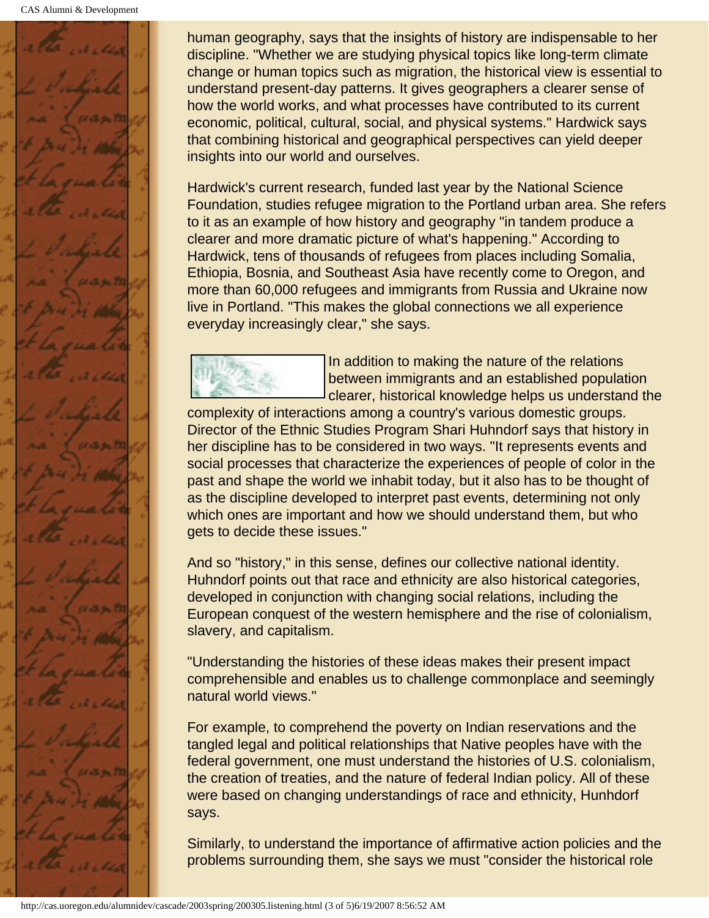human geography, says that the insights of history are indispensable to her discipline. "Whether we are studying physical topics like long-term climate change or human topics such as migration, the historical view is essential to understand present-day patterns. It gives geographers a clearer sense of how the world works, and what processes have contributed to its current economic, political, cultural, social, and physical systems." Hardwick says that combining historical and geographical perspectives can yield deeper insights into our world and ourselves.

Hardwick's current research, funded last year by the National Science Foundation, studies refugee migration to the Portland urban area. She refers to it as an example of how history and geography "in tandem produce a clearer and more dramatic picture of what's happening." According to Hardwick, tens of thousands of refugees from places including Somalia, Ethiopia, Bosnia, and Southeast Asia have recently come to Oregon, and more than 60,000 refugees and immigrants from Russia and Ukraine now live in Portland. "This makes the global connections we all experience everyday increasingly clear," she says.

In addition to making the nature of the relations between immigrants and an established population clearer, historical knowledge helps us understand the complexity of interactions among a country's various domestic groups. Director of the Ethnic Studies Program Shari Huhndorf says that history in her discipline has to be considered in two ways. "It represents events and social processes that characterize the experiences of people of color in the past and shape the world we inhabit today, but it also has to be thought of as the discipline developed to interpret past events, determining not only which ones are important and how we should understand them, but who gets to decide these issues."

And so "history," in this sense, defines our collective national identity. Huhndorf points out that race and ethnicity are also historical categories, developed in conjunction with changing social relations, including the European conquest of the western hemisphere and the rise of colonialism, slavery, and capitalism.

"Understanding the histories of these ideas makes their present impact comprehensible and enables us to challenge commonplace and seemingly natural world views."

For example, to comprehend the poverty on Indian reservations and the tangled legal and political relationships that Native peoples have with the federal government, one must understand the histories of U.S. colonialism, the creation of treaties, and the nature of federal Indian policy. All of these were based on changing understandings of race and ethnicity, Hunhdorf says.

Similarly, to understand the importance of affirmative action policies and the problems surrounding them, she says we must "consider the historical role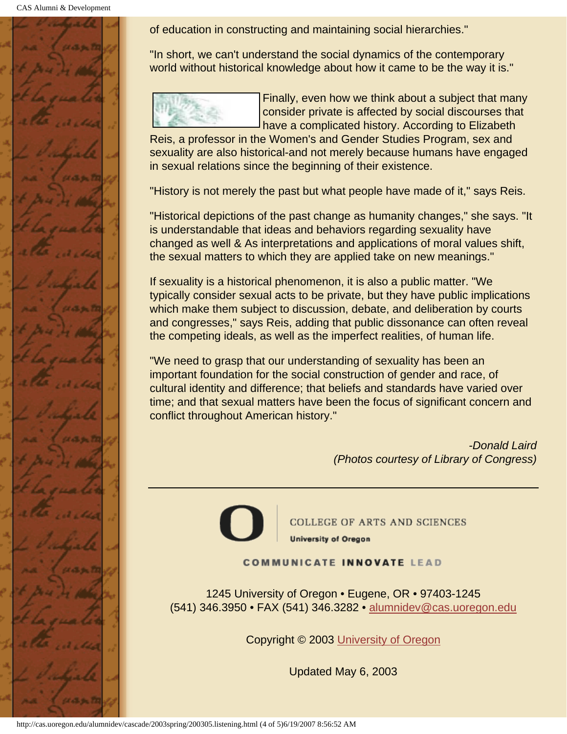of education in constructing and maintaining social hierarchies."

"In short, we can't understand the social dynamics of the contemporary world without historical knowledge about how it came to be the way it is."

Finally, even how we think about a subject that many consider private is affected by social discourses that have a complicated history. According to Elizabeth Reis, a professor in the Women's and Gender Studies Program, sex and sexuality are also historical-and not merely because humans have engaged in sexual relations since the beginning of their existence.

"History is not merely the past but what people have made of it," says Reis.

"Historical depictions of the past change as humanity changes," she says. "It is understandable that ideas and behaviors regarding sexuality have changed as well & As interpretations and applications of moral values shift, the sexual matters to which they are applied take on new meanings."

If sexuality is a historical phenomenon, it is also a public matter. "We typically consider sexual acts to be private, but they have public implications which make them subject to discussion, debate, and deliberation by courts and congresses," says Reis, adding that public dissonance can often reveal the competing ideals, as well as the imperfect realities, of human life.

"We need to grasp that our understanding of sexuality has been an important foundation for the social construction of gender and race, of cultural identity and difference; that beliefs and standards have varied over time; and that sexual matters have been the focus of significant concern and conflict throughout American history."

*-Donald Laird*
*(Photos courtesy of Library of Congress)*

---

COLLEGE OF ARTS AND SCIENCES
**University of Oregon**

**COMMUNICATE INNOVATE LEAD**

1245 University of Oregon • Eugene, OR • 97403-1245
(541) 346.3950 • FAX (541) 346.3282 • alumnidev@cas.uoregon.edu

Copyright © 2003 University of Oregon

Updated May 6, 2003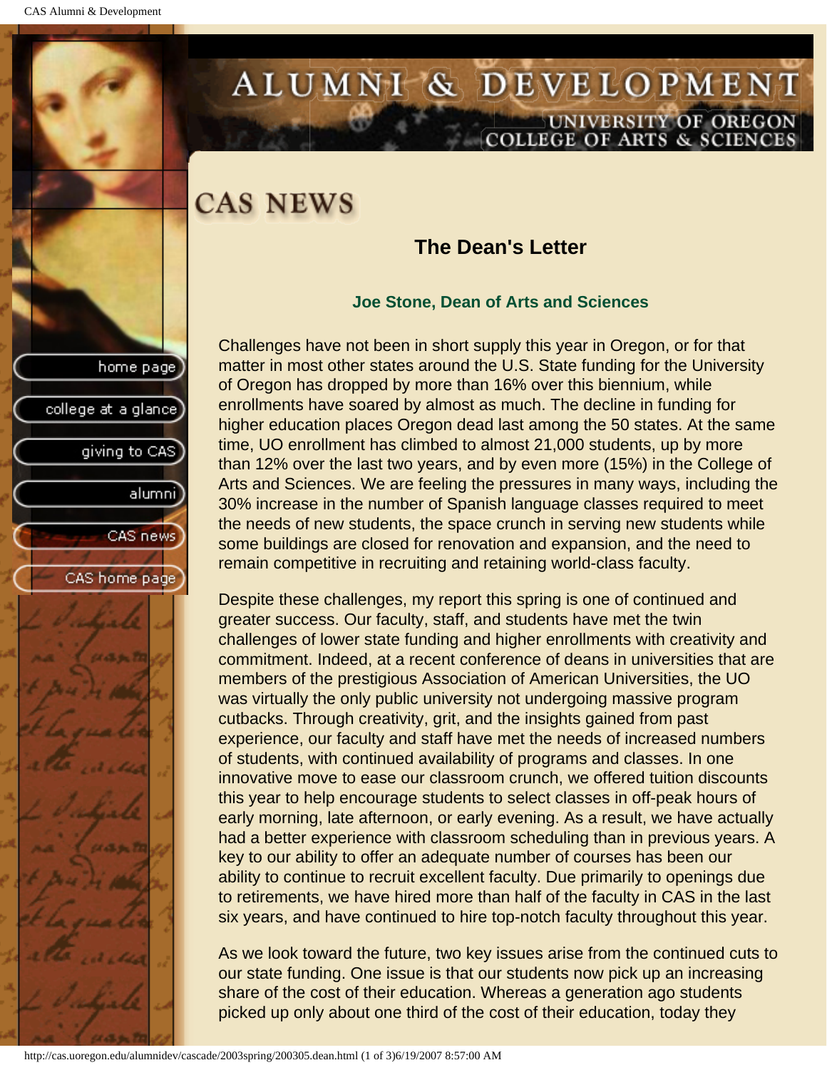# CAS NEWS

## The Dean's Letter

### Joe Stone, Dean of Arts and Sciences

Challenges have not been in short supply this year in Oregon, or for that matter in most other states around the U.S. State funding for the University of Oregon has dropped by more than 16% over this biennium, while enrollments have soared by almost as much. The decline in funding for higher education places Oregon dead last among the 50 states. At the same time, UO enrollment has climbed to almost 21,000 students, up by more than 12% over the last two years, and by even more (15%) in the College of Arts and Sciences. We are feeling the pressures in many ways, including the 30% increase in the number of Spanish language classes required to meet the needs of new students, the space crunch in serving new students while some buildings are closed for renovation and expansion, and the need to remain competitive in recruiting and retaining world-class faculty.

Despite these challenges, my report this spring is one of continued and greater success. Our faculty, staff, and students have met the twin challenges of lower state funding and higher enrollments with creativity and commitment. Indeed, at a recent conference of deans in universities that are members of the prestigious Association of American Universities, the UO was virtually the only public university not undergoing massive program cutbacks. Through creativity, grit, and the insights gained from past experience, our faculty and staff have met the needs of increased numbers of students, with continued availability of programs and classes. In one innovative move to ease our classroom crunch, we offered tuition discounts this year to help encourage students to select classes in off-peak hours of early morning, late afternoon, or early evening. As a result, we have actually had a better experience with classroom scheduling than in previous years. A key to our ability to offer an adequate number of courses has been our ability to continue to recruit excellent faculty. Due primarily to openings due to retirements, we have hired more than half of the faculty in CAS in the last six years, and have continued to hire top-notch faculty throughout this year.

As we look toward the future, two key issues arise from the continued cuts to our state funding. One issue is that our students now pick up an increasing share of the cost of their education. Whereas a generation ago students picked up only about one third of the cost of their education, today they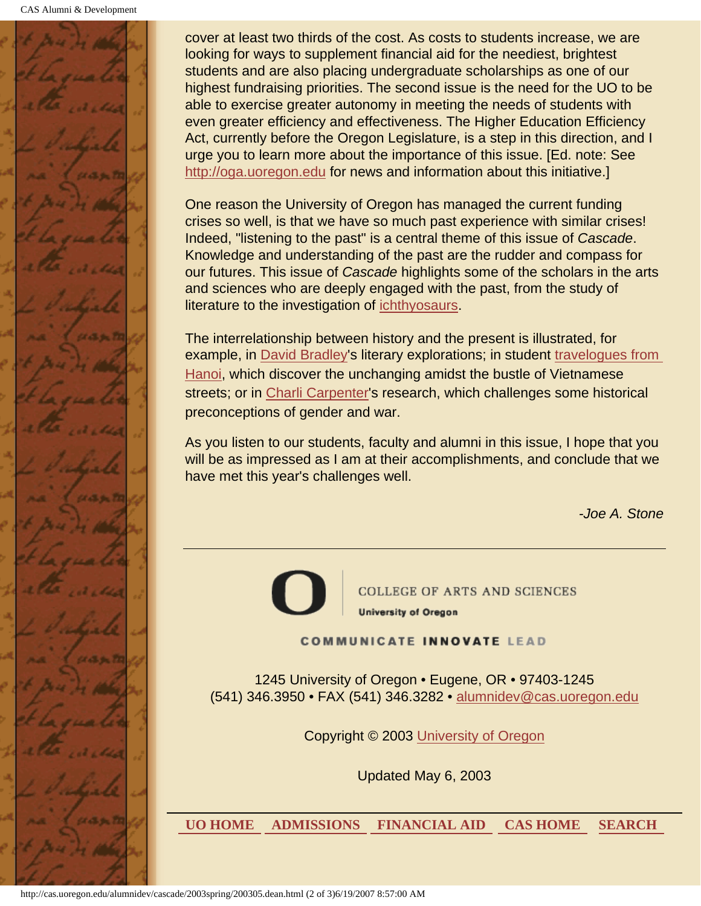cover at least two thirds of the cost. As costs to students increase, we are looking for ways to supplement financial aid for the neediest, brightest students and are also placing undergraduate scholarships as one of our highest fundraising priorities. The second issue is the need for the UO to be able to exercise greater autonomy in meeting the needs of students with even greater efficiency and effectiveness. The Higher Education Efficiency Act, currently before the Oregon Legislature, is a step in this direction, and I urge you to learn more about the importance of this issue. [Ed. note: See http://oga.uoregon.edu for news and information about this initiative.]

One reason the University of Oregon has managed the current funding crises so well, is that we have so much past experience with similar crises! Indeed, "listening to the past" is a central theme of this issue of *Cascade*. Knowledge and understanding of the past are the rudder and compass for our futures. This issue of *Cascade* highlights some of the scholars in the arts and sciences who are deeply engaged with the past, from the study of literature to the investigation of ichthyosaurs.

The interrelationship between history and the present is illustrated, for example, in David Bradley's literary explorations; in student travelogues from Hanoi, which discover the unchanging amidst the bustle of Vietnamese streets; or in Charli Carpenter's research, which challenges some historical preconceptions of gender and war.

As you listen to our students, faculty and alumni in this issue, I hope that you will be as impressed as I am at their accomplishments, and conclude that we have met this year's challenges well.

*-Joe A. Stone*

---

COLLEGE OF ARTS AND SCIENCES
University of Oregon

COMMUNICATE INNOVATE LEAD

1245 University of Oregon • Eugene, OR • 97403-1245
(541) 346.3950 • FAX (541) 346.3282 • alumnidev@cas.uoregon.edu

Copyright © 2003 University of Oregon

Updated May 6, 2003

**UO HOME** | **ADMISSIONS** | **FINANCIAL AID** | **CAS HOME** | **SEARCH**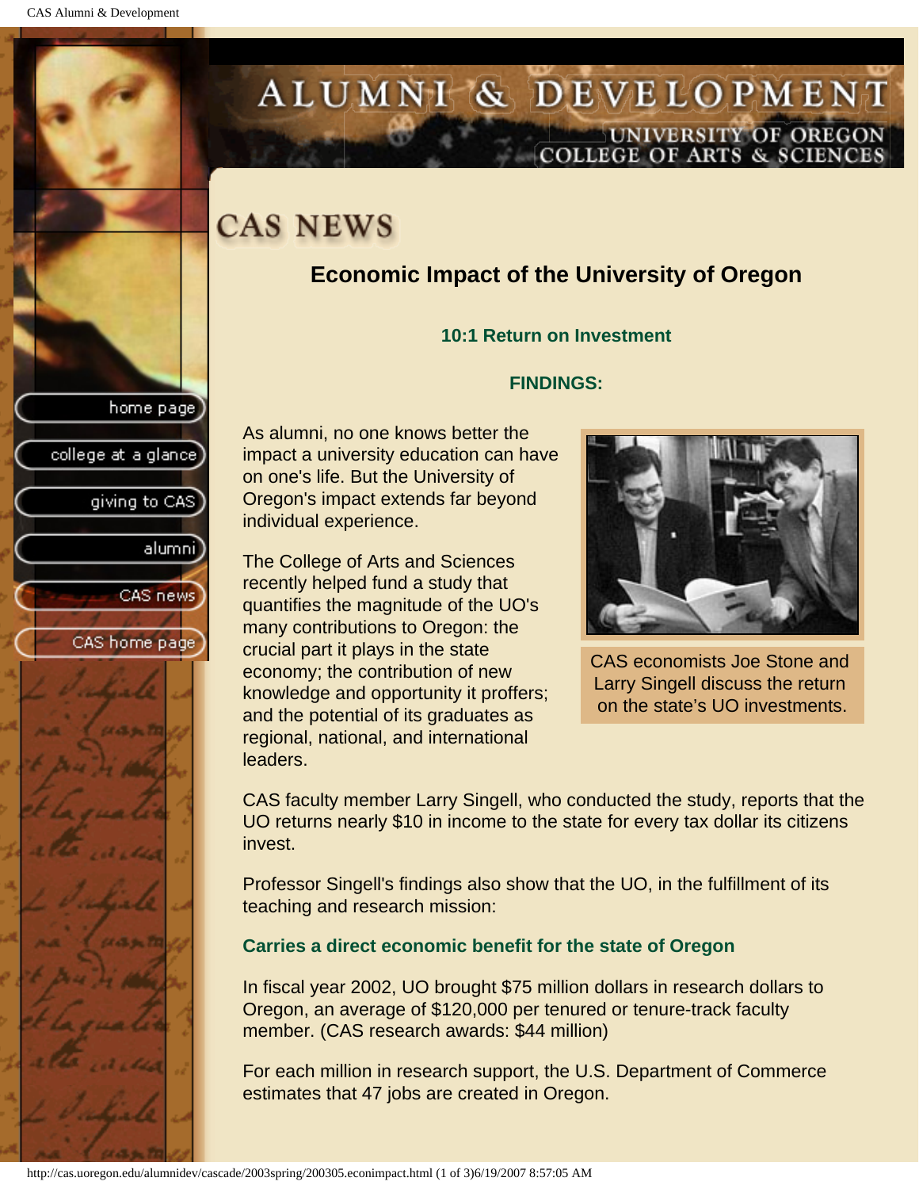# CAS NEWS

## Economic Impact of the University of Oregon

### 10:1 Return on Investment

### FINDINGS:

As alumni, no one knows better the impact a university education can have on one's life. But the University of Oregon's impact extends far beyond individual experience.

The College of Arts and Sciences recently helped fund a study that quantifies the magnitude of the UO's many contributions to Oregon: the crucial part it plays in the state economy; the contribution of new knowledge and opportunity it proffers; and the potential of its graduates as regional, national, and international leaders.

CAS economists Joe Stone and Larry Singell discuss the return on the state's UO investments.

CAS faculty member Larry Singell, who conducted the study, reports that the UO returns nearly $10 in income to the state for every tax dollar its citizens invest.

Professor Singell's findings also show that the UO, in the fulfillment of its teaching and research mission:

**Carries a direct economic benefit for the state of Oregon**

In fiscal year 2002, UO brought $75 million dollars in research dollars to Oregon, an average of $120,000 per tenured or tenure-track faculty member. (CAS research awards: $44 million)

For each million in research support, the U.S. Department of Commerce estimates that 47 jobs are created in Oregon.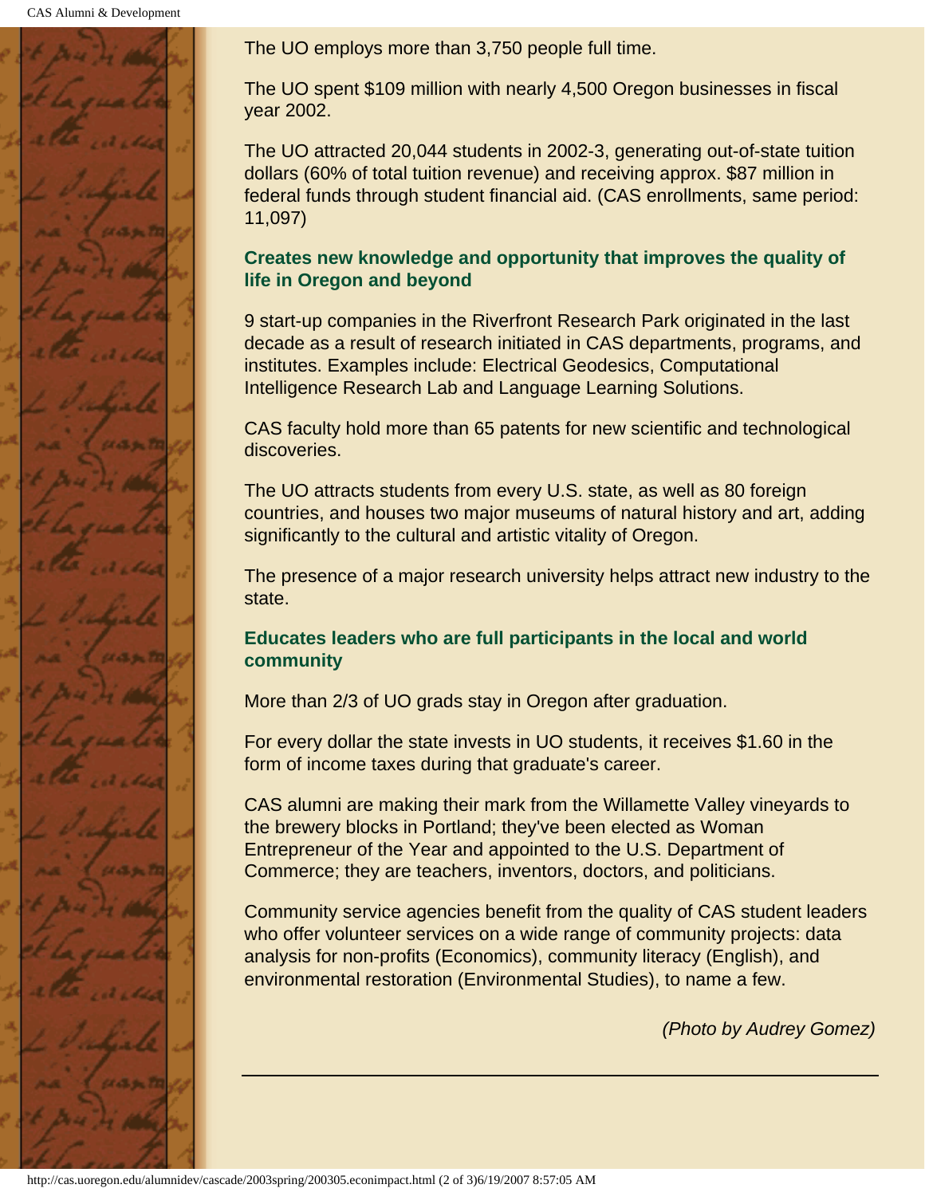The UO employs more than 3,750 people full time.

The UO spent $109 million with nearly 4,500 Oregon businesses in fiscal year 2002.

The UO attracted 20,044 students in 2002-3, generating out-of-state tuition dollars (60% of total tuition revenue) and receiving approx. $87 million in federal funds through student financial aid. (CAS enrollments, same period: 11,097)

### Creates new knowledge and opportunity that improves the quality of life in Oregon and beyond

9 start-up companies in the Riverfront Research Park originated in the last decade as a result of research initiated in CAS departments, programs, and institutes. Examples include: Electrical Geodesics, Computational Intelligence Research Lab and Language Learning Solutions.

CAS faculty hold more than 65 patents for new scientific and technological discoveries.

The UO attracts students from every U.S. state, as well as 80 foreign countries, and houses two major museums of natural history and art, adding significantly to the cultural and artistic vitality of Oregon.

The presence of a major research university helps attract new industry to the state.

### Educates leaders who are full participants in the local and world community

More than 2/3 of UO grads stay in Oregon after graduation.

For every dollar the state invests in UO students, it receives $1.60 in the form of income taxes during that graduate's career.

CAS alumni are making their mark from the Willamette Valley vineyards to the brewery blocks in Portland; they've been elected as Woman Entrepreneur of the Year and appointed to the U.S. Department of Commerce; they are teachers, inventors, doctors, and politicians.

Community service agencies benefit from the quality of CAS student leaders who offer volunteer services on a wide range of community projects: data analysis for non-profits (Economics), community literacy (English), and environmental restoration (Environmental Studies), to name a few.

*(Photo by Audrey Gomez)*

---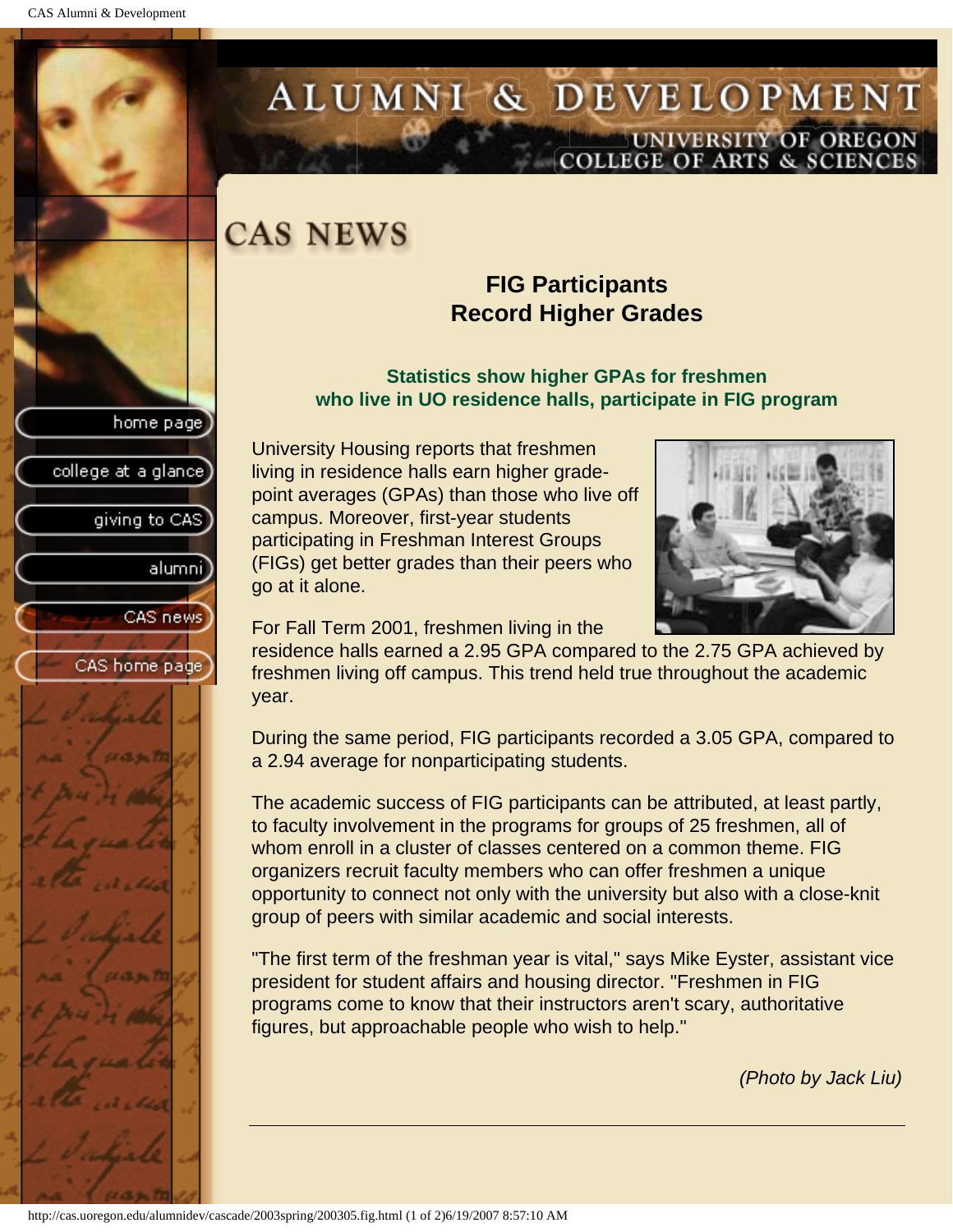# CAS NEWS

## FIG Participants Record Higher Grades

### Statistics show higher GPAs for freshmen who live in UO residence halls, participate in FIG program

University Housing reports that freshmen living in residence halls earn higher grade-point averages (GPAs) than those who live off campus. Moreover, first-year students participating in Freshman Interest Groups (FIGs) get better grades than their peers who go at it alone.

For Fall Term 2001, freshmen living in the residence halls earned a 2.95 GPA compared to the 2.75 GPA achieved by freshmen living off campus. This trend held true throughout the academic year.

During the same period, FIG participants recorded a 3.05 GPA, compared to a 2.94 average for nonparticipating students.

The academic success of FIG participants can be attributed, at least partly, to faculty involvement in the programs for groups of 25 freshmen, all of whom enroll in a cluster of classes centered on a common theme. FIG organizers recruit faculty members who can offer freshmen a unique opportunity to connect not only with the university but also with a close-knit group of peers with similar academic and social interests.

"The first term of the freshman year is vital," says Mike Eyster, assistant vice president for student affairs and housing director. "Freshmen in FIG programs come to know that their instructors aren't scary, authoritative figures, but approachable people who wish to help."

*(Photo by Jack Liu)*

---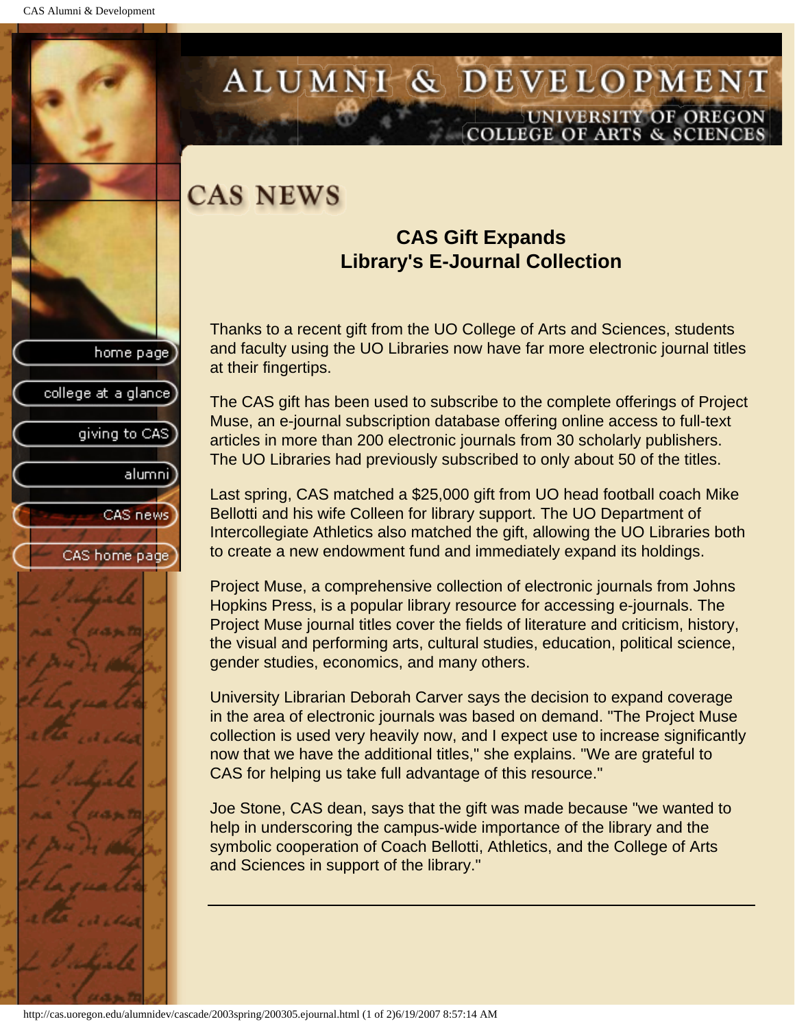# ALUMNI & DEVELOPMENT

UNIVERSITY OF OREGON
COLLEGE OF ARTS & SCIENCES

- home page
- college at a glance
- giving to CAS
- alumni
- CAS news
- CAS home page

## CAS NEWS

### CAS Gift Expands Library's E-Journal Collection

Thanks to a recent gift from the UO College of Arts and Sciences, students and faculty using the UO Libraries now have far more electronic journal titles at their fingertips.

The CAS gift has been used to subscribe to the complete offerings of Project Muse, an e-journal subscription database offering online access to full-text articles in more than 200 electronic journals from 30 scholarly publishers. The UO Libraries had previously subscribed to only about 50 of the titles.

Last spring, CAS matched a $25,000 gift from UO head football coach Mike Bellotti and his wife Colleen for library support. The UO Department of Intercollegiate Athletics also matched the gift, allowing the UO Libraries both to create a new endowment fund and immediately expand its holdings.

Project Muse, a comprehensive collection of electronic journals from Johns Hopkins Press, is a popular library resource for accessing e-journals. The Project Muse journal titles cover the fields of literature and criticism, history, the visual and performing arts, cultural studies, education, political science, gender studies, economics, and many others.

University Librarian Deborah Carver says the decision to expand coverage in the area of electronic journals was based on demand. "The Project Muse collection is used very heavily now, and I expect use to increase significantly now that we have the additional titles," she explains. "We are grateful to CAS for helping us take full advantage of this resource."

Joe Stone, CAS dean, says that the gift was made because "we wanted to help in underscoring the campus-wide importance of the library and the symbolic cooperation of Coach Bellotti, Athletics, and the College of Arts and Sciences in support of the library."

---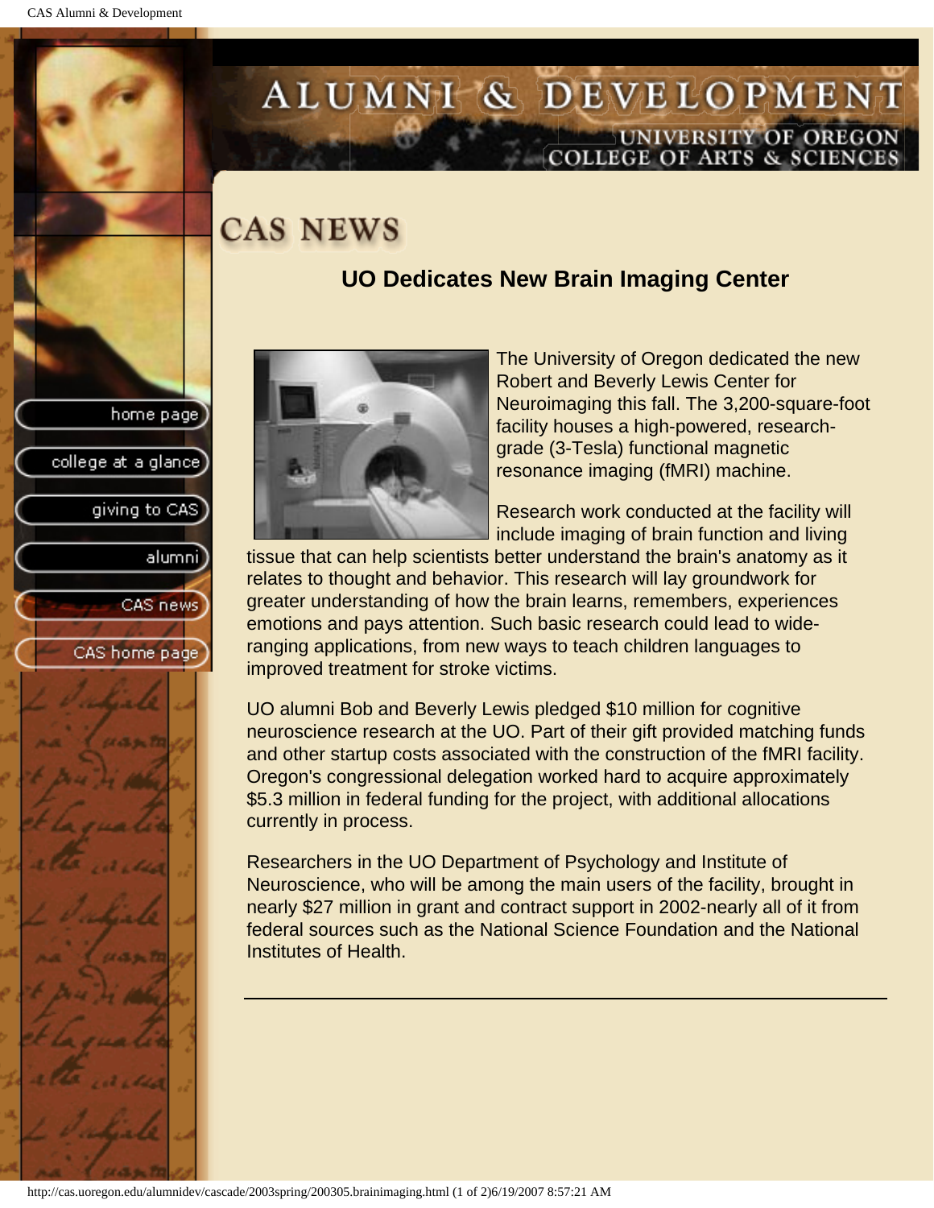# ALUMNI & DEVELOPMENT

UNIVERSITY OF OREGON
COLLEGE OF ARTS & SCIENCES

home page
college at a glance
giving to CAS
alumni
CAS news
CAS home page

## CAS NEWS

### UO Dedicates New Brain Imaging Center

The University of Oregon dedicated the new Robert and Beverly Lewis Center for Neuroimaging this fall. The 3,200-square-foot facility houses a high-powered, research-grade (3-Tesla) functional magnetic resonance imaging (fMRI) machine.

Research work conducted at the facility will include imaging of brain function and living tissue that can help scientists better understand the brain's anatomy as it relates to thought and behavior. This research will lay groundwork for greater understanding of how the brain learns, remembers, experiences emotions and pays attention. Such basic research could lead to wide-ranging applications, from new ways to teach children languages to improved treatment for stroke victims.

UO alumni Bob and Beverly Lewis pledged $10 million for cognitive neuroscience research at the UO. Part of their gift provided matching funds and other startup costs associated with the construction of the fMRI facility. Oregon's congressional delegation worked hard to acquire approximately $5.3 million in federal funding for the project, with additional allocations currently in process.

Researchers in the UO Department of Psychology and Institute of Neuroscience, who will be among the main users of the facility, brought in nearly $27 million in grant and contract support in 2002-nearly all of it from federal sources such as the National Science Foundation and the National Institutes of Health.

---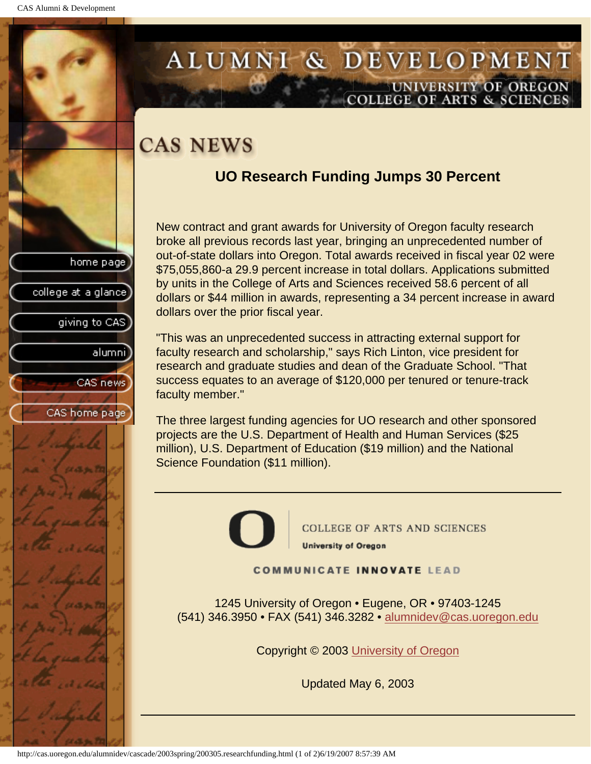# CAS NEWS

## UO Research Funding Jumps 30 Percent

New contract and grant awards for University of Oregon faculty research broke all previous records last year, bringing an unprecedented number of out-of-state dollars into Oregon. Total awards received in fiscal year 02 were $75,055,860-a 29.9 percent increase in total dollars. Applications submitted by units in the College of Arts and Sciences received 58.6 percent of all dollars or $44 million in awards, representing a 34 percent increase in award dollars over the prior fiscal year.

"This was an unprecedented success in attracting external support for faculty research and scholarship," says Rich Linton, vice president for research and graduate studies and dean of the Graduate School. "That success equates to an average of $120,000 per tenured or tenure-track faculty member."

The three largest funding agencies for UO research and other sponsored projects are the U.S. Department of Health and Human Services ($25 million), U.S. Department of Education ($19 million) and the National Science Foundation ($11 million).

---

COLLEGE OF ARTS AND SCIENCES
University of Oregon

COMMUNICATE INNOVATE LEAD

1245 University of Oregon • Eugene, OR • 97403-1245
(541) 346.3950 • FAX (541) 346.3282 • alumnidev@cas.uoregon.edu

Copyright © 2003 University of Oregon

Updated May 6, 2003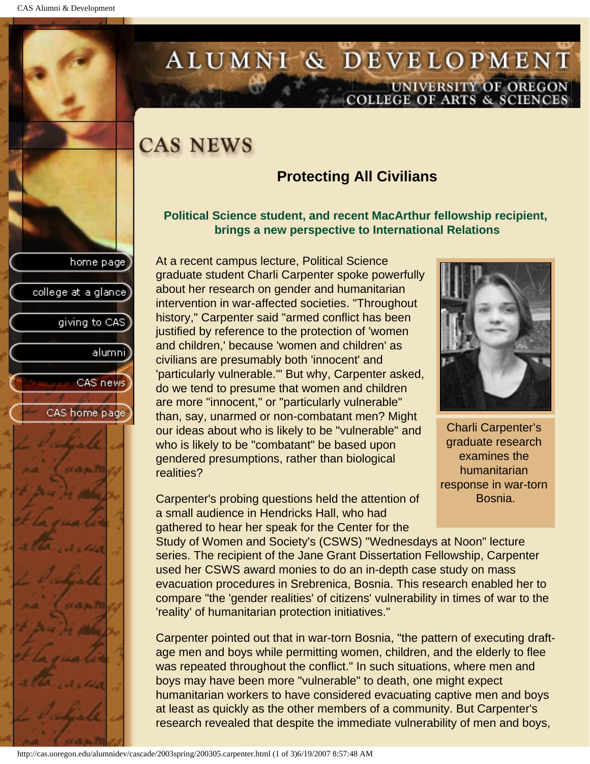# CAS NEWS

## Protecting All Civilians

### Political Science student, and recent MacArthur fellowship recipient, brings a new perspective to International Relations

At a recent campus lecture, Political Science graduate student Charli Carpenter spoke powerfully about her research on gender and humanitarian intervention in war-affected societies. "Throughout history," Carpenter said "armed conflict has been justified by reference to the protection of 'women and children,' because 'women and children' as civilians are presumably both 'innocent' and 'particularly vulnerable.'" But why, Carpenter asked, do we tend to presume that women and children are more "innocent," or "particularly vulnerable" than, say, unarmed or non-combatant men? Might our ideas about who is likely to be "vulnerable" and who is likely to be "combatant" be based upon gendered presumptions, rather than biological realities?

Charli Carpenter's graduate research examines the humanitarian response in war-torn Bosnia.

Carpenter's probing questions held the attention of a small audience in Hendricks Hall, who had gathered to hear her speak for the Center for the Study of Women and Society's (CSWS) "Wednesdays at Noon" lecture series. The recipient of the Jane Grant Dissertation Fellowship, Carpenter used her CSWS award monies to do an in-depth case study on mass evacuation procedures in Srebrenica, Bosnia. This research enabled her to compare "the 'gender realities' of citizens' vulnerability in times of war to the 'reality' of humanitarian protection initiatives."

Carpenter pointed out that in war-torn Bosnia, "the pattern of executing draft-age men and boys while permitting women, children, and the elderly to flee was repeated throughout the conflict." In such situations, where men and boys may have been more "vulnerable" to death, one might expect humanitarian workers to have considered evacuating captive men and boys at least as quickly as the other members of a community. But Carpenter's research revealed that despite the immediate vulnerability of men and boys,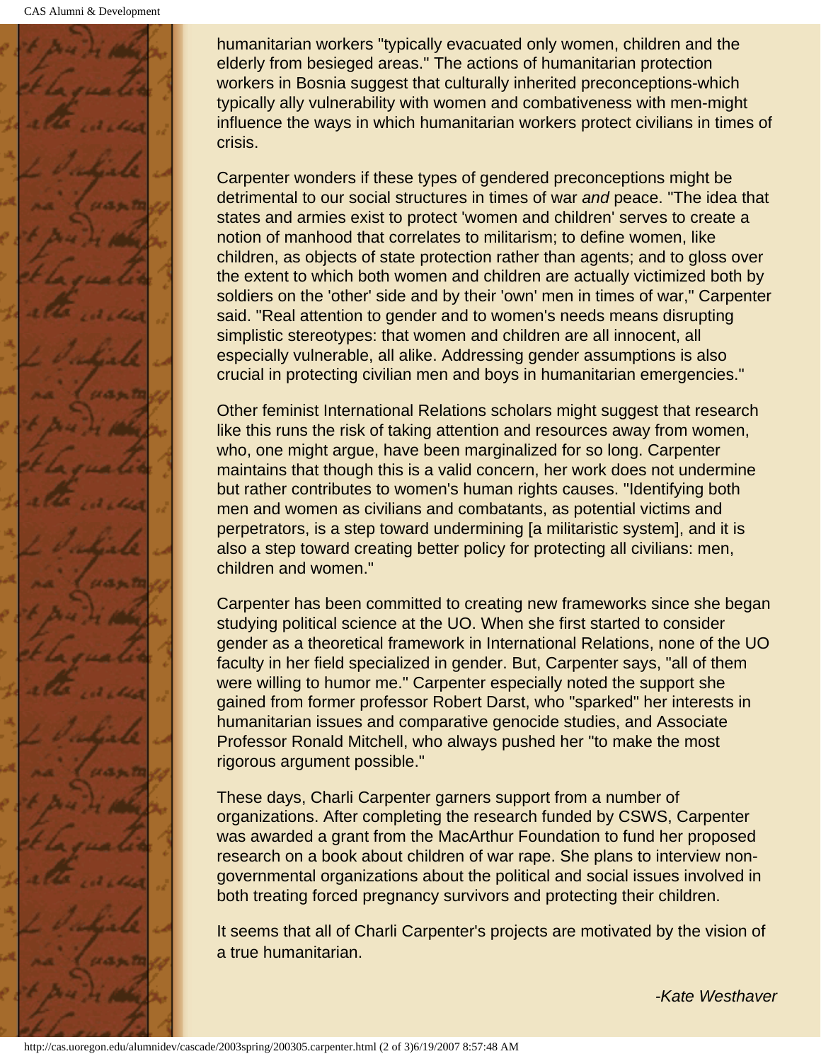humanitarian workers "typically evacuated only women, children and the elderly from besieged areas." The actions of humanitarian protection workers in Bosnia suggest that culturally inherited preconceptions-which typically ally vulnerability with women and combativeness with men-might influence the ways in which humanitarian workers protect civilians in times of crisis.

Carpenter wonders if these types of gendered preconceptions might be detrimental to our social structures in times of war *and* peace. "The idea that states and armies exist to protect 'women and children' serves to create a notion of manhood that correlates to militarism; to define women, like children, as objects of state protection rather than agents; and to gloss over the extent to which both women and children are actually victimized both by soldiers on the 'other' side and by their 'own' men in times of war," Carpenter said. "Real attention to gender and to women's needs means disrupting simplistic stereotypes: that women and children are all innocent, all especially vulnerable, all alike. Addressing gender assumptions is also crucial in protecting civilian men and boys in humanitarian emergencies."

Other feminist International Relations scholars might suggest that research like this runs the risk of taking attention and resources away from women, who, one might argue, have been marginalized for so long. Carpenter maintains that though this is a valid concern, her work does not undermine but rather contributes to women's human rights causes. "Identifying both men and women as civilians and combatants, as potential victims and perpetrators, is a step toward undermining [a militaristic system], and it is also a step toward creating better policy for protecting all civilians: men, children and women."

Carpenter has been committed to creating new frameworks since she began studying political science at the UO. When she first started to consider gender as a theoretical framework in International Relations, none of the UO faculty in her field specialized in gender. But, Carpenter says, "all of them were willing to humor me." Carpenter especially noted the support she gained from former professor Robert Darst, who "sparked" her interests in humanitarian issues and comparative genocide studies, and Associate Professor Ronald Mitchell, who always pushed her "to make the most rigorous argument possible."

These days, Charli Carpenter garners support from a number of organizations. After completing the research funded by CSWS, Carpenter was awarded a grant from the MacArthur Foundation to fund her proposed research on a book about children of war rape. She plans to interview non-governmental organizations about the political and social issues involved in both treating forced pregnancy survivors and protecting their children.

It seems that all of Charli Carpenter's projects are motivated by the vision of a true humanitarian.

*-Kate Westhaver*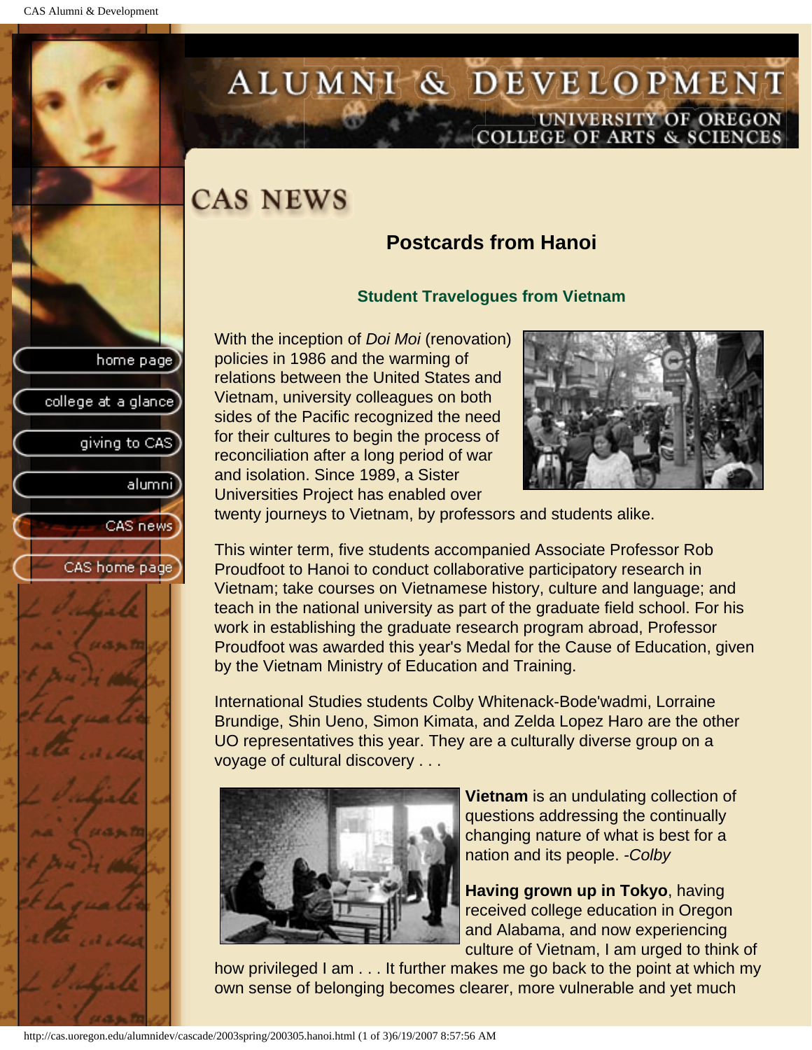# CAS NEWS

## Postcards from Hanoi

### Student Travelogues from Vietnam

With the inception of *Doi Moi* (renovation) policies in 1986 and the warming of relations between the United States and Vietnam, university colleagues on both sides of the Pacific recognized the need for their cultures to begin the process of reconciliation after a long period of war and isolation. Since 1989, a Sister Universities Project has enabled over twenty journeys to Vietnam, by professors and students alike.

This winter term, five students accompanied Associate Professor Rob Proudfoot to Hanoi to conduct collaborative participatory research in Vietnam; take courses on Vietnamese history, culture and language; and teach in the national university as part of the graduate field school. For his work in establishing the graduate research program abroad, Professor Proudfoot was awarded this year's Medal for the Cause of Education, given by the Vietnam Ministry of Education and Training.

International Studies students Colby Whitenack-Bode'wadmi, Lorraine Brundige, Shin Ueno, Simon Kimata, and Zelda Lopez Haro are the other UO representatives this year. They are a culturally diverse group on a voyage of cultural discovery . . .

**Vietnam** is an undulating collection of questions addressing the continually changing nature of what is best for a nation and its people. *-Colby*

**Having grown up in Tokyo**, having received college education in Oregon and Alabama, and now experiencing culture of Vietnam, I am urged to think of how privileged I am . . . It further makes me go back to the point at which my own sense of belonging becomes clearer, more vulnerable and yet much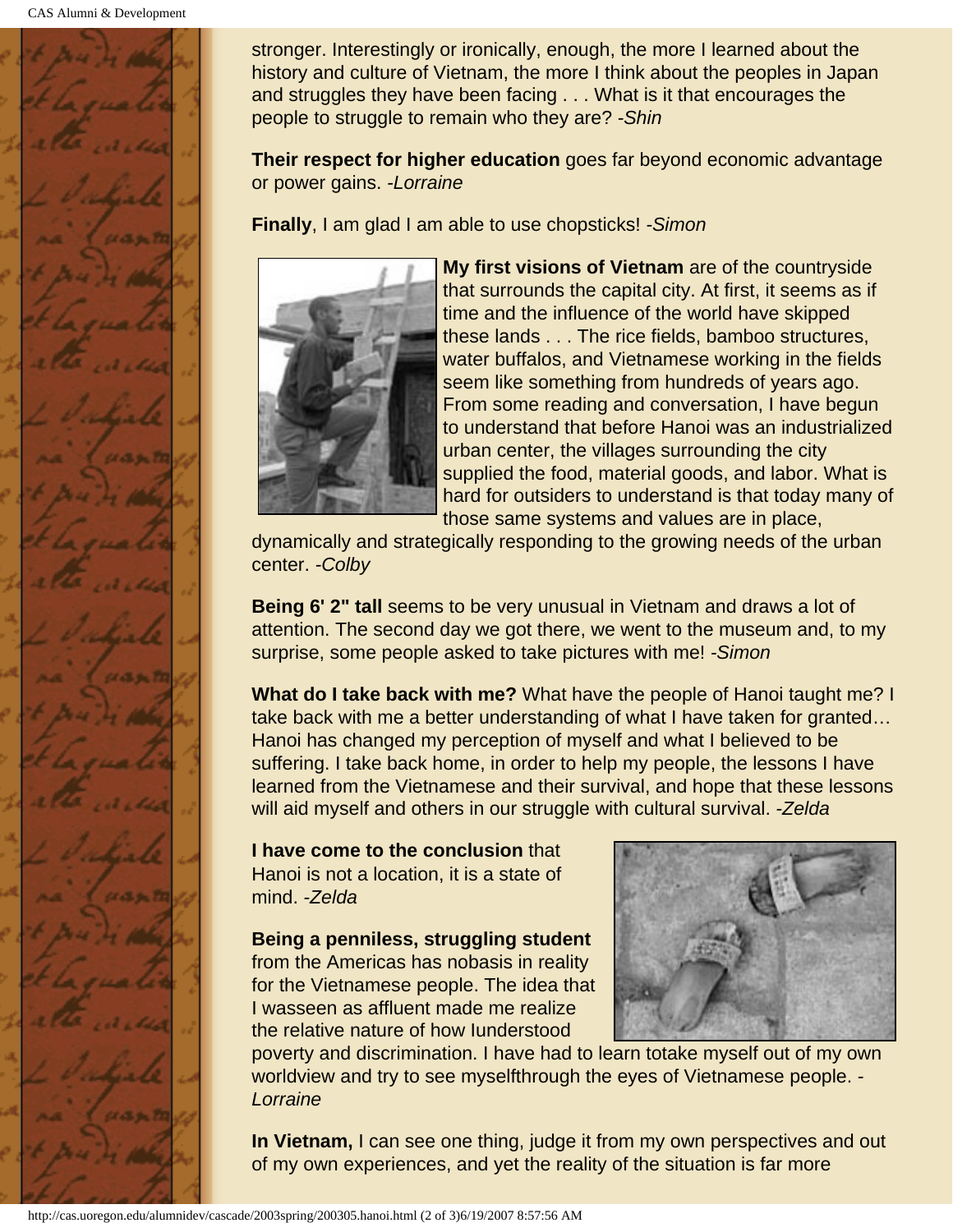stronger. Interestingly or ironically, enough, the more I learned about the history and culture of Vietnam, the more I think about the peoples in Japan and struggles they have been facing . . . What is it that encourages the people to struggle to remain who they are? *-Shin*

**Their respect for higher education** goes far beyond economic advantage or power gains. *-Lorraine*

**Finally**, I am glad I am able to use chopsticks! *-Simon*

**My first visions of Vietnam** are of the countryside that surrounds the capital city. At first, it seems as if time and the influence of the world have skipped these lands . . . The rice fields, bamboo structures, water buffalos, and Vietnamese working in the fields seem like something from hundreds of years ago. From some reading and conversation, I have begun to understand that before Hanoi was an industrialized urban center, the villages surrounding the city supplied the food, material goods, and labor. What is hard for outsiders to understand is that today many of those same systems and values are in place, dynamically and strategically responding to the growing needs of the urban center. *-Colby*

**Being 6' 2" tall** seems to be very unusual in Vietnam and draws a lot of attention. The second day we got there, we went to the museum and, to my surprise, some people asked to take pictures with me! *-Simon*

**What do I take back with me?** What have the people of Hanoi taught me? I take back with me a better understanding of what I have taken for granted… Hanoi has changed my perception of myself and what I believed to be suffering. I take back home, in order to help my people, the lessons I have learned from the Vietnamese and their survival, and hope that these lessons will aid myself and others in our struggle with cultural survival. *-Zelda*

**I have come to the conclusion** that Hanoi is not a location, it is a state of mind. *-Zelda*

**Being a penniless, struggling student** from the Americas has nobasis in reality for the Vietnamese people. The idea that I wasseen as affluent made me realize the relative nature of how Iunderstood poverty and discrimination. I have had to learn totake myself out of my own worldview and try to see myselfthrough the eyes of Vietnamese people. *-Lorraine*

**In Vietnam,** I can see one thing, judge it from my own perspectives and out of my own experiences, and yet the reality of the situation is far more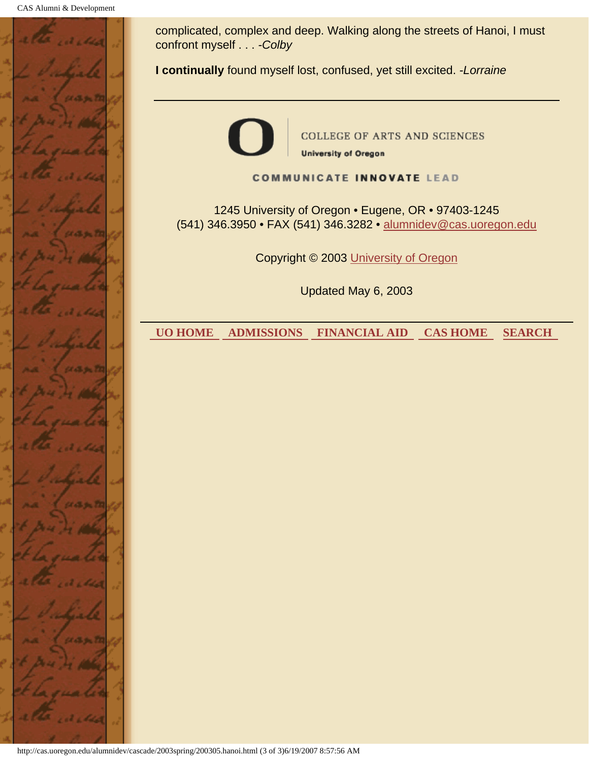complicated, complex and deep. Walking along the streets of Hanoi, I must confront myself . . . -*Colby*

**I continually** found myself lost, confused, yet still excited. -*Lorraine*

---

COLLEGE OF ARTS AND SCIENCES
University of Oregon

COMMUNICATE INNOVATE LEAD

1245 University of Oregon • Eugene, OR • 97403-1245
(541) 346.3950 • FAX (541) 346.3282 • alumnidev@cas.uoregon.edu

Copyright © 2003 University of Oregon

Updated May 6, 2003

---

UO HOME ADMISSIONS FINANCIAL AID CAS HOME SEARCH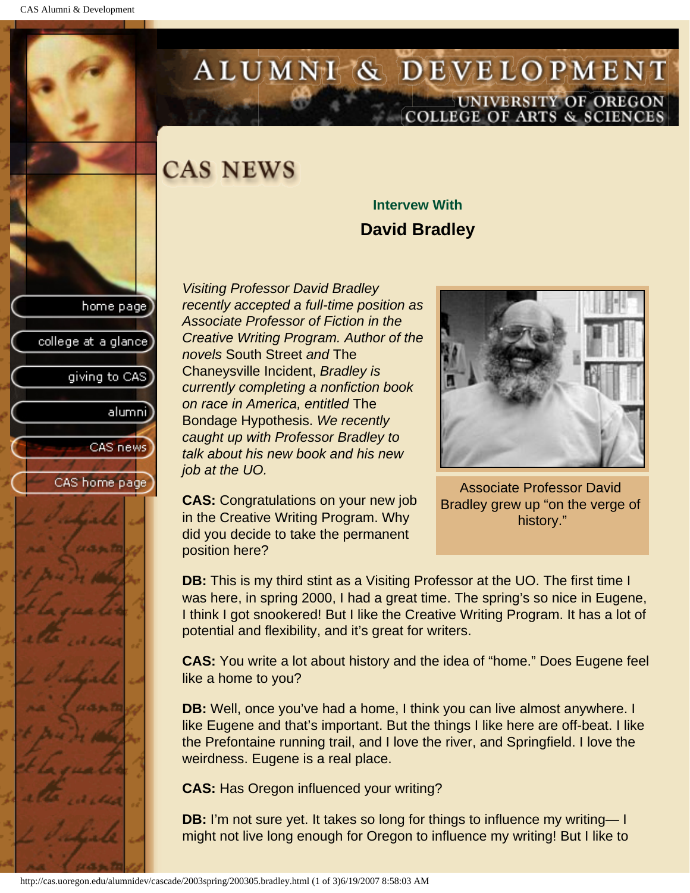# CAS NEWS

### Intervew With

## David Bradley

*Visiting Professor David Bradley recently accepted a full-time position as Associate Professor of Fiction in the Creative Writing Program. Author of the novels* South Street *and* The Chaneysville Incident, *Bradley is currently completing a nonfiction book on race in America, entitled* The Bondage Hypothesis. *We recently caught up with Professor Bradley to talk about his new book and his new job at the UO.*

Associate Professor David Bradley grew up "on the verge of history."

**CAS:** Congratulations on your new job in the Creative Writing Program. Why did you decide to take the permanent position here?

**DB:** This is my third stint as a Visiting Professor at the UO. The first time I was here, in spring 2000, I had a great time. The spring's so nice in Eugene, I think I got snookered! But I like the Creative Writing Program. It has a lot of potential and flexibility, and it's great for writers.

**CAS:** You write a lot about history and the idea of "home." Does Eugene feel like a home to you?

**DB:** Well, once you've had a home, I think you can live almost anywhere. I like Eugene and that's important. But the things I like here are off-beat. I like the Prefontaine running trail, and I love the river, and Springfield. I love the weirdness. Eugene is a real place.

**CAS:** Has Oregon influenced your writing?

**DB:** I'm not sure yet. It takes so long for things to influence my writing— I might not live long enough for Oregon to influence my writing! But I like to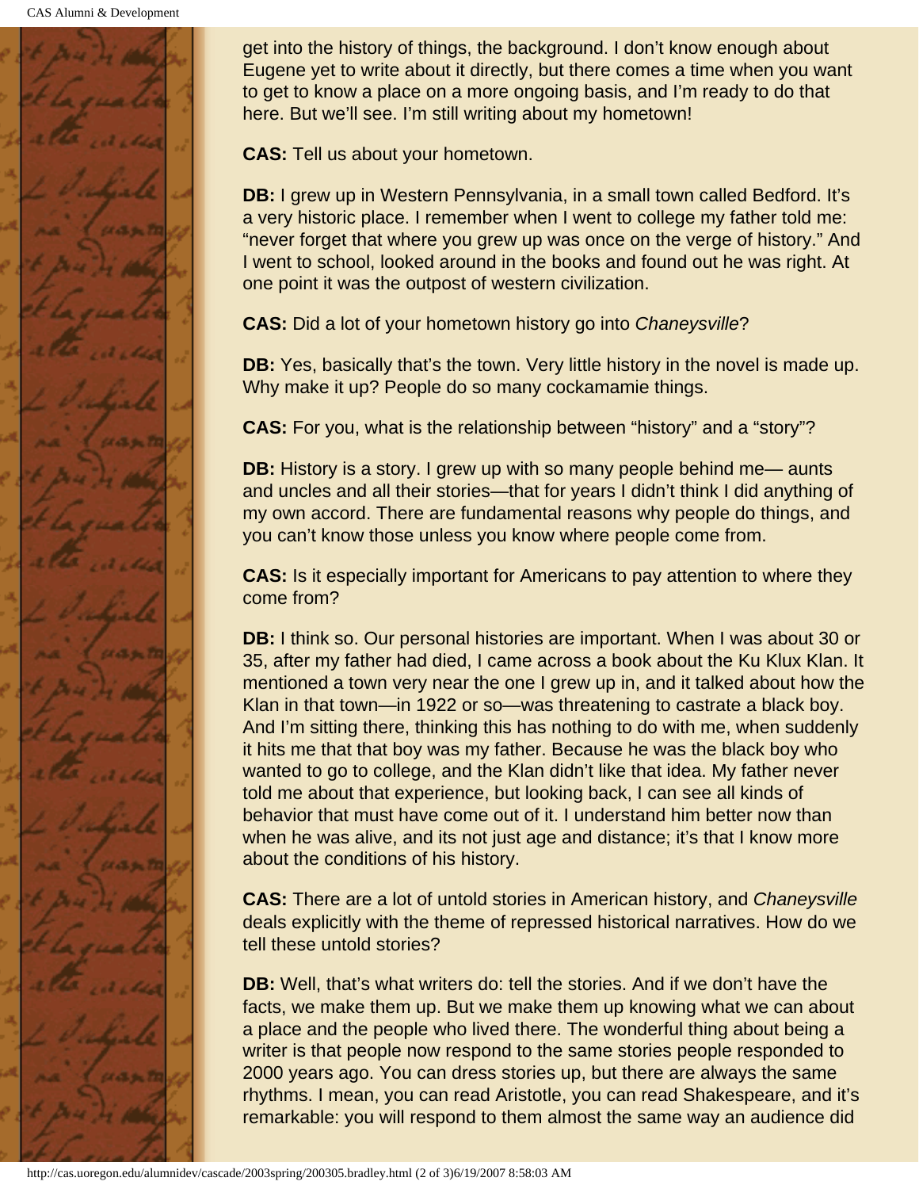get into the history of things, the background. I don't know enough about Eugene yet to write about it directly, but there comes a time when you want to get to know a place on a more ongoing basis, and I'm ready to do that here. But we'll see. I'm still writing about my hometown!

**CAS:** Tell us about your hometown.

**DB:** I grew up in Western Pennsylvania, in a small town called Bedford. It's a very historic place. I remember when I went to college my father told me: "never forget that where you grew up was once on the verge of history." And I went to school, looked around in the books and found out he was right. At one point it was the outpost of western civilization.

**CAS:** Did a lot of your hometown history go into *Chaneysville*?

**DB:** Yes, basically that's the town. Very little history in the novel is made up. Why make it up? People do so many cockamamie things.

**CAS:** For you, what is the relationship between "history" and a "story"?

**DB:** History is a story. I grew up with so many people behind me— aunts and uncles and all their stories—that for years I didn't think I did anything of my own accord. There are fundamental reasons why people do things, and you can't know those unless you know where people come from.

**CAS:** Is it especially important for Americans to pay attention to where they come from?

**DB:** I think so. Our personal histories are important. When I was about 30 or 35, after my father had died, I came across a book about the Ku Klux Klan. It mentioned a town very near the one I grew up in, and it talked about how the Klan in that town—in 1922 or so—was threatening to castrate a black boy. And I'm sitting there, thinking this has nothing to do with me, when suddenly it hits me that that boy was my father. Because he was the black boy who wanted to go to college, and the Klan didn't like that idea. My father never told me about that experience, but looking back, I can see all kinds of behavior that must have come out of it. I understand him better now than when he was alive, and its not just age and distance; it's that I know more about the conditions of his history.

**CAS:** There are a lot of untold stories in American history, and *Chaneysville* deals explicitly with the theme of repressed historical narratives. How do we tell these untold stories?

**DB:** Well, that's what writers do: tell the stories. And if we don't have the facts, we make them up. But we make them up knowing what we can about a place and the people who lived there. The wonderful thing about being a writer is that people now respond to the same stories people responded to 2000 years ago. You can dress stories up, but there are always the same rhythms. I mean, you can read Aristotle, you can read Shakespeare, and it's remarkable: you will respond to them almost the same way an audience did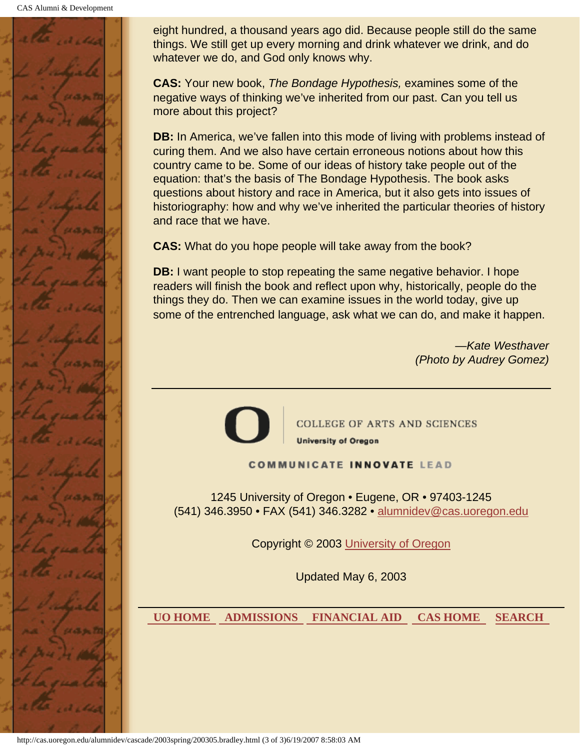eight hundred, a thousand years ago did. Because people still do the same things. We still get up every morning and drink whatever we drink, and do whatever we do, and God only knows why.

**CAS:** Your new book, *The Bondage Hypothesis,* examines some of the negative ways of thinking we've inherited from our past. Can you tell us more about this project?

**DB:** In America, we've fallen into this mode of living with problems instead of curing them. And we also have certain erroneous notions about how this country came to be. Some of our ideas of history take people out of the equation: that's the basis of The Bondage Hypothesis. The book asks questions about history and race in America, but it also gets into issues of historiography: how and why we've inherited the particular theories of history and race that we have.

**CAS:** What do you hope people will take away from the book?

**DB:** I want people to stop repeating the same negative behavior. I hope readers will finish the book and reflect upon why, historically, people do the things they do. Then we can examine issues in the world today, give up some of the entrenched language, ask what we can do, and make it happen.

*—Kate Westhaver*
*(Photo by Audrey Gomez)*

---

COLLEGE OF ARTS AND SCIENCES
University of Oregon

COMMUNICATE INNOVATE LEAD

1245 University of Oregon • Eugene, OR • 97403-1245
(541) 346.3950 • FAX (541) 346.3282 • alumnidev@cas.uoregon.edu

Copyright © 2003 University of Oregon

Updated May 6, 2003

**UO HOME** **ADMISSIONS** **FINANCIAL AID** **CAS HOME** **SEARCH**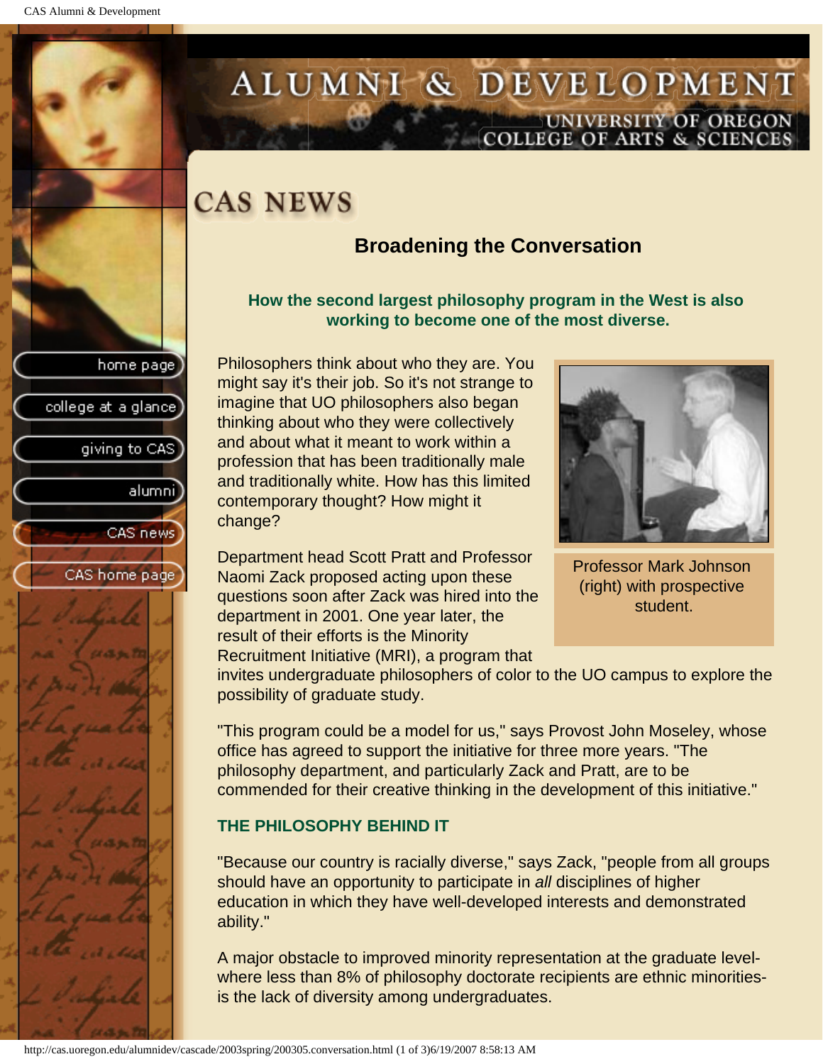# CAS NEWS

## Broadening the Conversation

**How the second largest philosophy program in the West is also working to become one of the most diverse.**

Philosophers think about who they are. You might say it's their job. So it's not strange to imagine that UO philosophers also began thinking about who they were collectively and about what it meant to work within a profession that has been traditionally male and traditionally white. How has this limited contemporary thought? How might it change?

Professor Mark Johnson (right) with prospective student.

Department head Scott Pratt and Professor Naomi Zack proposed acting upon these questions soon after Zack was hired into the department in 2001. One year later, the result of their efforts is the Minority Recruitment Initiative (MRI), a program that invites undergraduate philosophers of color to the UO campus to explore the possibility of graduate study.

"This program could be a model for us," says Provost John Moseley, whose office has agreed to support the initiative for three more years. "The philosophy department, and particularly Zack and Pratt, are to be commended for their creative thinking in the development of this initiative."

### THE PHILOSOPHY BEHIND IT

"Because our country is racially diverse," says Zack, "people from all groups should have an opportunity to participate in *all* disciplines of higher education in which they have well-developed interests and demonstrated ability."

A major obstacle to improved minority representation at the graduate level-where less than 8% of philosophy doctorate recipients are ethnic minorities-is the lack of diversity among undergraduates.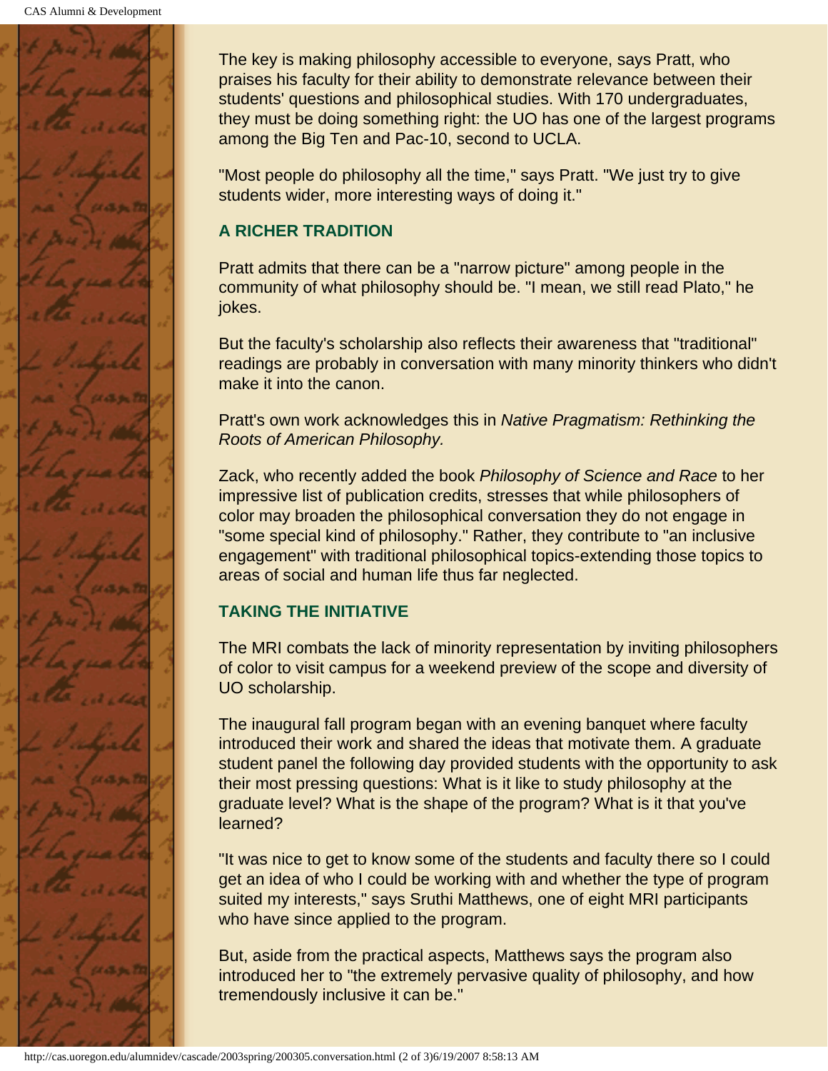The key is making philosophy accessible to everyone, says Pratt, who praises his faculty for their ability to demonstrate relevance between their students' questions and philosophical studies. With 170 undergraduates, they must be doing something right: the UO has one of the largest programs among the Big Ten and Pac-10, second to UCLA.

"Most people do philosophy all the time," says Pratt. "We just try to give students wider, more interesting ways of doing it."

### A RICHER TRADITION

Pratt admits that there can be a "narrow picture" among people in the community of what philosophy should be. "I mean, we still read Plato," he jokes.

But the faculty's scholarship also reflects their awareness that "traditional" readings are probably in conversation with many minority thinkers who didn't make it into the canon.

Pratt's own work acknowledges this in *Native Pragmatism: Rethinking the Roots of American Philosophy.*

Zack, who recently added the book *Philosophy of Science and Race* to her impressive list of publication credits, stresses that while philosophers of color may broaden the philosophical conversation they do not engage in "some special kind of philosophy." Rather, they contribute to "an inclusive engagement" with traditional philosophical topics-extending those topics to areas of social and human life thus far neglected.

### TAKING THE INITIATIVE

The MRI combats the lack of minority representation by inviting philosophers of color to visit campus for a weekend preview of the scope and diversity of UO scholarship.

The inaugural fall program began with an evening banquet where faculty introduced their work and shared the ideas that motivate them. A graduate student panel the following day provided students with the opportunity to ask their most pressing questions: What is it like to study philosophy at the graduate level? What is the shape of the program? What is it that you've learned?

"It was nice to get to know some of the students and faculty there so I could get an idea of who I could be working with and whether the type of program suited my interests," says Sruthi Matthews, one of eight MRI participants who have since applied to the program.

But, aside from the practical aspects, Matthews says the program also introduced her to "the extremely pervasive quality of philosophy, and how tremendously inclusive it can be."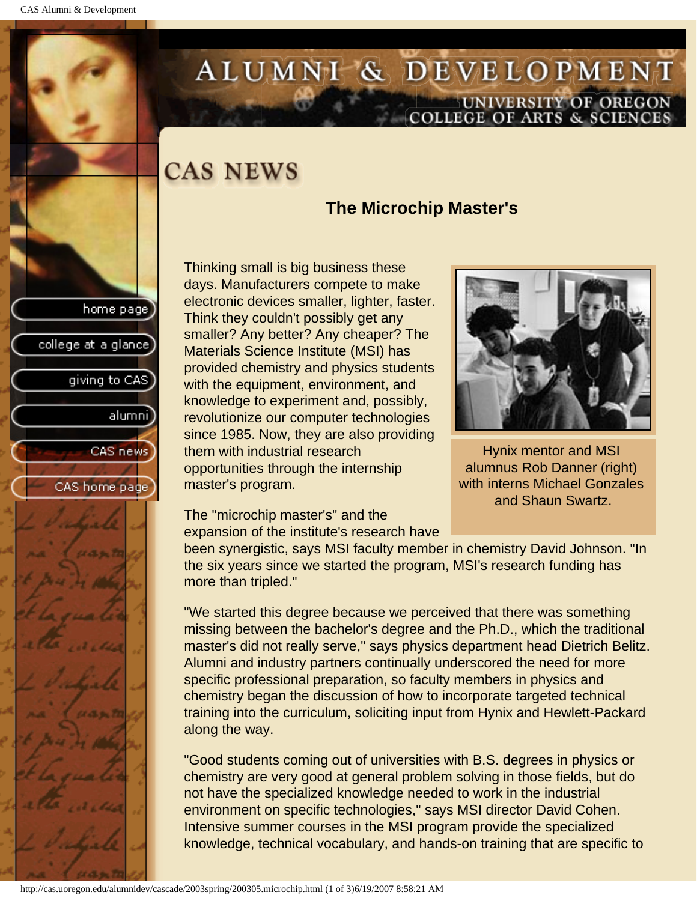# CAS NEWS

## The Microchip Master's

Thinking small is big business these days. Manufacturers compete to make electronic devices smaller, lighter, faster. Think they couldn't possibly get any smaller? Any better? Any cheaper? The Materials Science Institute (MSI) has provided chemistry and physics students with the equipment, environment, and knowledge to experiment and, possibly, revolutionize our computer technologies since 1985. Now, they are also providing them with industrial research opportunities through the internship master's program.

Hynix mentor and MSI alumnus Rob Danner (right) with interns Michael Gonzales and Shaun Swartz.

The "microchip master's" and the expansion of the institute's research have been synergistic, says MSI faculty member in chemistry David Johnson. "In the six years since we started the program, MSI's research funding has more than tripled."

"We started this degree because we perceived that there was something missing between the bachelor's degree and the Ph.D., which the traditional master's did not really serve," says physics department head Dietrich Belitz. Alumni and industry partners continually underscored the need for more specific professional preparation, so faculty members in physics and chemistry began the discussion of how to incorporate targeted technical training into the curriculum, soliciting input from Hynix and Hewlett-Packard along the way.

"Good students coming out of universities with B.S. degrees in physics or chemistry are very good at general problem solving in those fields, but do not have the specialized knowledge needed to work in the industrial environment on specific technologies," says MSI director David Cohen. Intensive summer courses in the MSI program provide the specialized knowledge, technical vocabulary, and hands-on training that are specific to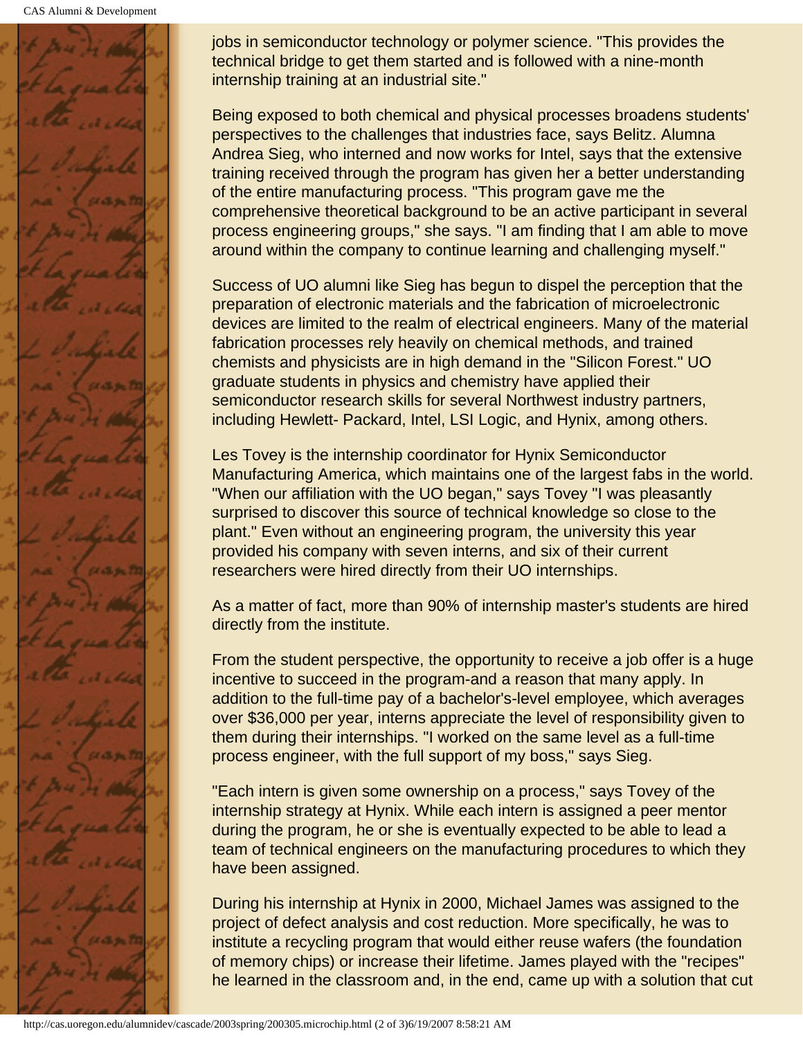jobs in semiconductor technology or polymer science. "This provides the technical bridge to get them started and is followed with a nine-month internship training at an industrial site."

Being exposed to both chemical and physical processes broadens students' perspectives to the challenges that industries face, says Belitz. Alumna Andrea Sieg, who interned and now works for Intel, says that the extensive training received through the program has given her a better understanding of the entire manufacturing process. "This program gave me the comprehensive theoretical background to be an active participant in several process engineering groups," she says. "I am finding that I am able to move around within the company to continue learning and challenging myself."

Success of UO alumni like Sieg has begun to dispel the perception that the preparation of electronic materials and the fabrication of microelectronic devices are limited to the realm of electrical engineers. Many of the material fabrication processes rely heavily on chemical methods, and trained chemists and physicists are in high demand in the "Silicon Forest." UO graduate students in physics and chemistry have applied their semiconductor research skills for several Northwest industry partners, including Hewlett- Packard, Intel, LSI Logic, and Hynix, among others.

Les Tovey is the internship coordinator for Hynix Semiconductor Manufacturing America, which maintains one of the largest fabs in the world. "When our affiliation with the UO began," says Tovey "I was pleasantly surprised to discover this source of technical knowledge so close to the plant." Even without an engineering program, the university this year provided his company with seven interns, and six of their current researchers were hired directly from their UO internships.

As a matter of fact, more than 90% of internship master's students are hired directly from the institute.

From the student perspective, the opportunity to receive a job offer is a huge incentive to succeed in the program-and a reason that many apply. In addition to the full-time pay of a bachelor's-level employee, which averages over $36,000 per year, interns appreciate the level of responsibility given to them during their internships. "I worked on the same level as a full-time process engineer, with the full support of my boss," says Sieg.

"Each intern is given some ownership on a process," says Tovey of the internship strategy at Hynix. While each intern is assigned a peer mentor during the program, he or she is eventually expected to be able to lead a team of technical engineers on the manufacturing procedures to which they have been assigned.

During his internship at Hynix in 2000, Michael James was assigned to the project of defect analysis and cost reduction. More specifically, he was to institute a recycling program that would either reuse wafers (the foundation of memory chips) or increase their lifetime. James played with the "recipes" he learned in the classroom and, in the end, came up with a solution that cut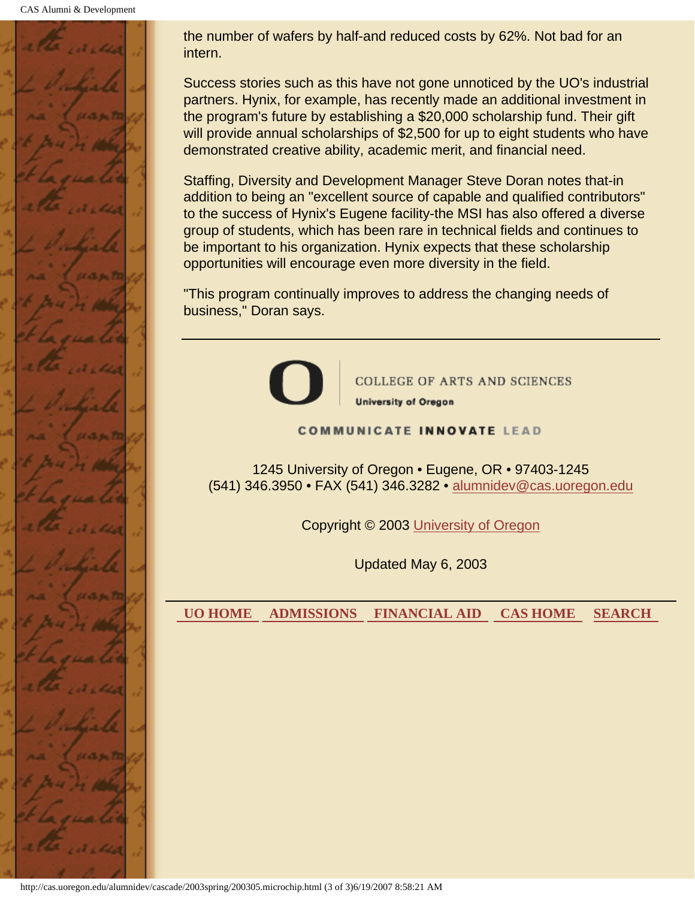the number of wafers by half-and reduced costs by 62%. Not bad for an intern.

Success stories such as this have not gone unnoticed by the UO's industrial partners. Hynix, for example, has recently made an additional investment in the program's future by establishing a $20,000 scholarship fund. Their gift will provide annual scholarships of $2,500 for up to eight students who have demonstrated creative ability, academic merit, and financial need.

Staffing, Diversity and Development Manager Steve Doran notes that-in addition to being an "excellent source of capable and qualified contributors" to the success of Hynix's Eugene facility-the MSI has also offered a diverse group of students, which has been rare in technical fields and continues to be important to his organization. Hynix expects that these scholarship opportunities will encourage even more diversity in the field.

"This program continually improves to address the changing needs of business," Doran says.

---

COLLEGE OF ARTS AND SCIENCES
University of Oregon

COMMUNICATE INNOVATE LEAD

1245 University of Oregon • Eugene, OR • 97403-1245
(541) 346.3950 • FAX (541) 346.3282 • alumnidev@cas.uoregon.edu

Copyright © 2003 University of Oregon

Updated May 6, 2003

---

**UO HOME** **ADMISSIONS** **FINANCIAL AID** **CAS HOME** **SEARCH**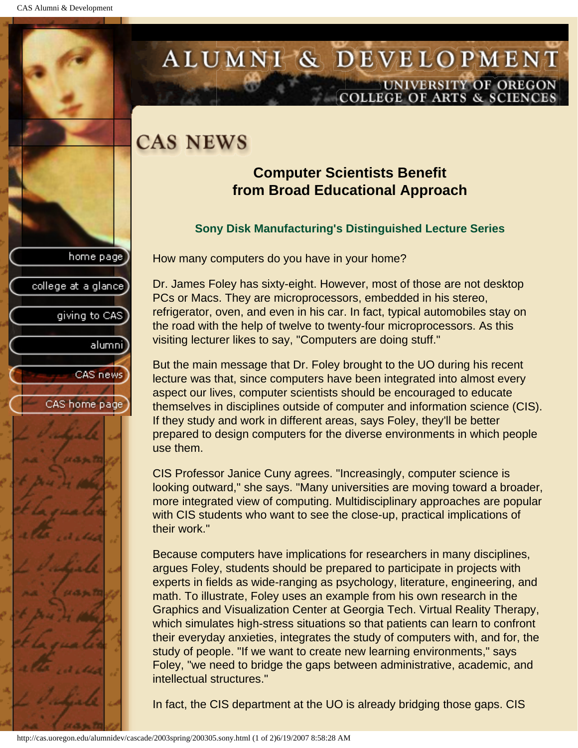# CAS NEWS

## Computer Scientists Benefit from Broad Educational Approach

### Sony Disk Manufacturing's Distinguished Lecture Series

How many computers do you have in your home?

Dr. James Foley has sixty-eight. However, most of those are not desktop PCs or Macs. They are microprocessors, embedded in his stereo, refrigerator, oven, and even in his car. In fact, typical automobiles stay on the road with the help of twelve to twenty-four microprocessors. As this visiting lecturer likes to say, "Computers are doing stuff."

But the main message that Dr. Foley brought to the UO during his recent lecture was that, since computers have been integrated into almost every aspect our lives, computer scientists should be encouraged to educate themselves in disciplines outside of computer and information science (CIS). If they study and work in different areas, says Foley, they'll be better prepared to design computers for the diverse environments in which people use them.

CIS Professor Janice Cuny agrees. "Increasingly, computer science is looking outward," she says. "Many universities are moving toward a broader, more integrated view of computing. Multidisciplinary approaches are popular with CIS students who want to see the close-up, practical implications of their work."

Because computers have implications for researchers in many disciplines, argues Foley, students should be prepared to participate in projects with experts in fields as wide-ranging as psychology, literature, engineering, and math. To illustrate, Foley uses an example from his own research in the Graphics and Visualization Center at Georgia Tech. Virtual Reality Therapy, which simulates high-stress situations so that patients can learn to confront their everyday anxieties, integrates the study of computers with, and for, the study of people. "If we want to create new learning environments," says Foley, "we need to bridge the gaps between administrative, academic, and intellectual structures."

In fact, the CIS department at the UO is already bridging those gaps. CIS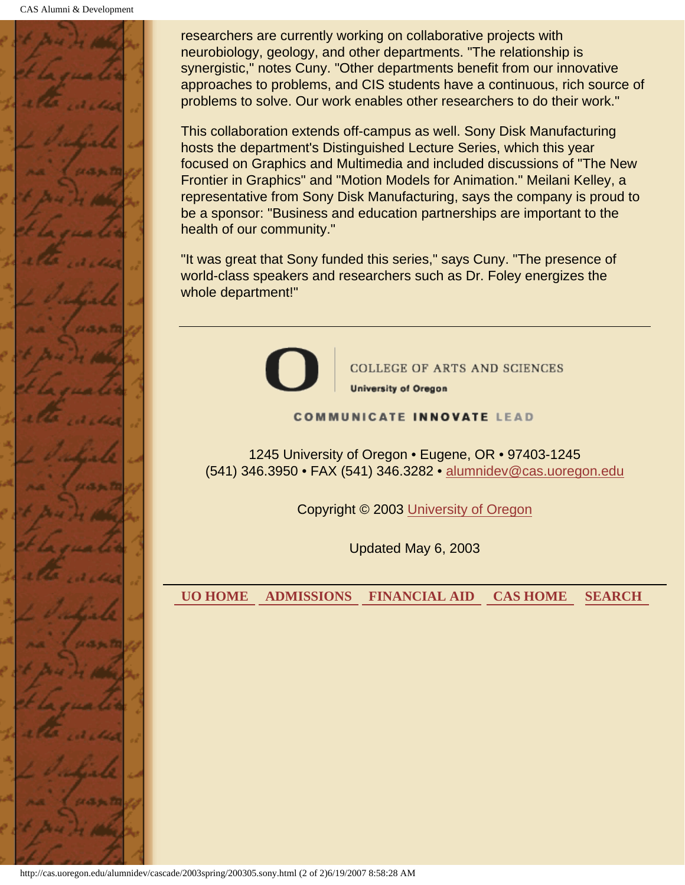researchers are currently working on collaborative projects with neurobiology, geology, and other departments. "The relationship is synergistic," notes Cuny. "Other departments benefit from our innovative approaches to problems, and CIS students have a continuous, rich source of problems to solve. Our work enables other researchers to do their work."

This collaboration extends off-campus as well. Sony Disk Manufacturing hosts the department's Distinguished Lecture Series, which this year focused on Graphics and Multimedia and included discussions of "The New Frontier in Graphics" and "Motion Models for Animation." Meilani Kelley, a representative from Sony Disk Manufacturing, says the company is proud to be a sponsor: "Business and education partnerships are important to the health of our community."

"It was great that Sony funded this series," says Cuny. "The presence of world-class speakers and researchers such as Dr. Foley energizes the whole department!"

---

COLLEGE OF ARTS AND SCIENCES
University of Oregon

COMMUNICATE INNOVATE LEAD

1245 University of Oregon • Eugene, OR • 97403-1245
(541) 346.3950 • FAX (541) 346.3282 • alumnidev@cas.uoregon.edu

Copyright © 2003 University of Oregon

Updated May 6, 2003

---

**UO HOME** **ADMISSIONS** **FINANCIAL AID** **CAS HOME** **SEARCH**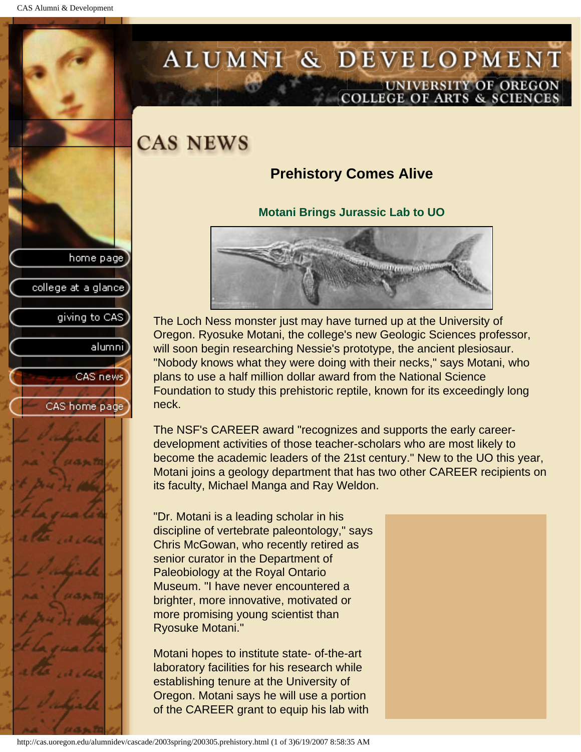# CAS NEWS

## Prehistory Comes Alive

### Motani Brings Jurassic Lab to UO

The Loch Ness monster just may have turned up at the University of Oregon. Ryosuke Motani, the college's new Geologic Sciences professor, will soon begin researching Nessie's prototype, the ancient plesiosaur. "Nobody knows what they were doing with their necks," says Motani, who plans to use a half million dollar award from the National Science Foundation to study this prehistoric reptile, known for its exceedingly long neck.

The NSF's CAREER award "recognizes and supports the early career-development activities of those teacher-scholars who are most likely to become the academic leaders of the 21st century." New to the UO this year, Motani joins a geology department that has two other CAREER recipients on its faculty, Michael Manga and Ray Weldon.

"Dr. Motani is a leading scholar in his discipline of vertebrate paleontology," says Chris McGowan, who recently retired as senior curator in the Department of Paleobiology at the Royal Ontario Museum. "I have never encountered a brighter, more innovative, motivated or more promising young scientist than Ryosuke Motani."

Motani hopes to institute state- of-the-art laboratory facilities for his research while establishing tenure at the University of Oregon. Motani says he will use a portion of the CAREER grant to equip his lab with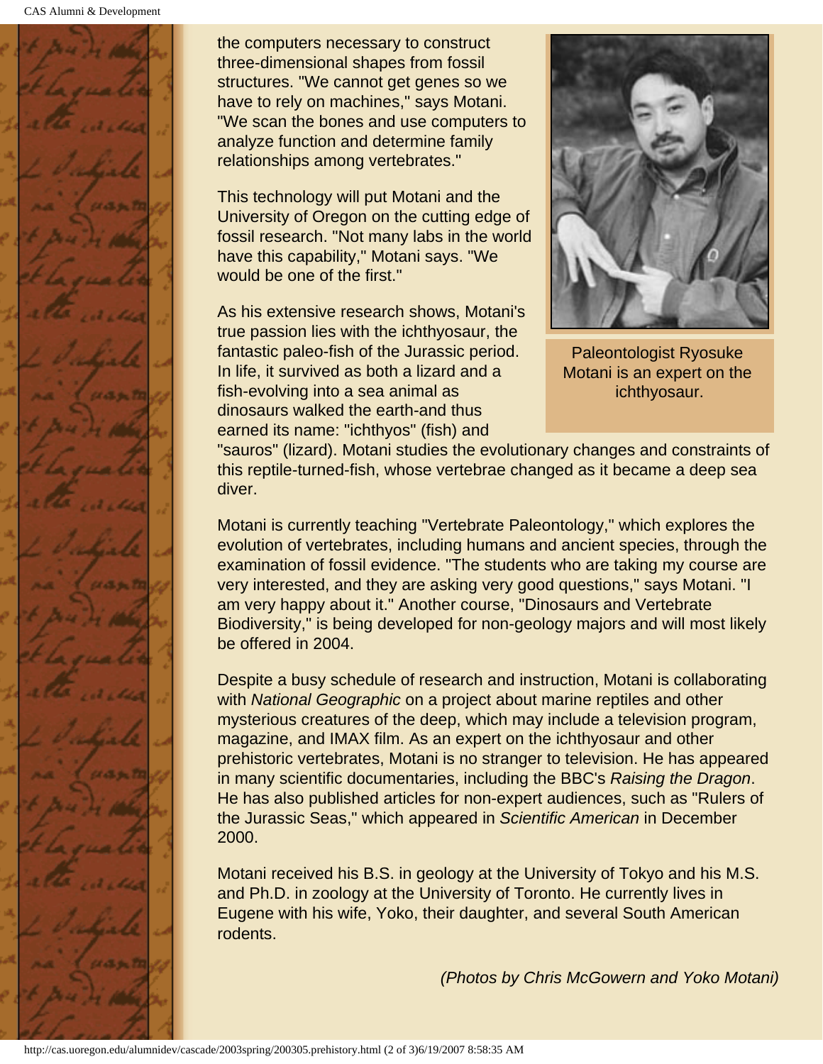the computers necessary to construct three-dimensional shapes from fossil structures. "We cannot get genes so we have to rely on machines," says Motani. "We scan the bones and use computers to analyze function and determine family relationships among vertebrates."

This technology will put Motani and the University of Oregon on the cutting edge of fossil research. "Not many labs in the world have this capability," Motani says. "We would be one of the first."

Paleontologist Ryosuke Motani is an expert on the ichthyosaur.

As his extensive research shows, Motani's true passion lies with the ichthyosaur, the fantastic paleo-fish of the Jurassic period. In life, it survived as both a lizard and a fish-evolving into a sea animal as dinosaurs walked the earth-and thus earned its name: "ichthyos" (fish) and "sauros" (lizard). Motani studies the evolutionary changes and constraints of this reptile-turned-fish, whose vertebrae changed as it became a deep sea diver.

Motani is currently teaching "Vertebrate Paleontology," which explores the evolution of vertebrates, including humans and ancient species, through the examination of fossil evidence. "The students who are taking my course are very interested, and they are asking very good questions," says Motani. "I am very happy about it." Another course, "Dinosaurs and Vertebrate Biodiversity," is being developed for non-geology majors and will most likely be offered in 2004.

Despite a busy schedule of research and instruction, Motani is collaborating with *National Geographic* on a project about marine reptiles and other mysterious creatures of the deep, which may include a television program, magazine, and IMAX film. As an expert on the ichthyosaur and other prehistoric vertebrates, Motani is no stranger to television. He has appeared in many scientific documentaries, including the BBC's *Raising the Dragon*. He has also published articles for non-expert audiences, such as "Rulers of the Jurassic Seas," which appeared in *Scientific American* in December 2000.

Motani received his B.S. in geology at the University of Tokyo and his M.S. and Ph.D. in zoology at the University of Toronto. He currently lives in Eugene with his wife, Yoko, their daughter, and several South American rodents.

*(Photos by Chris McGowern and Yoko Motani)*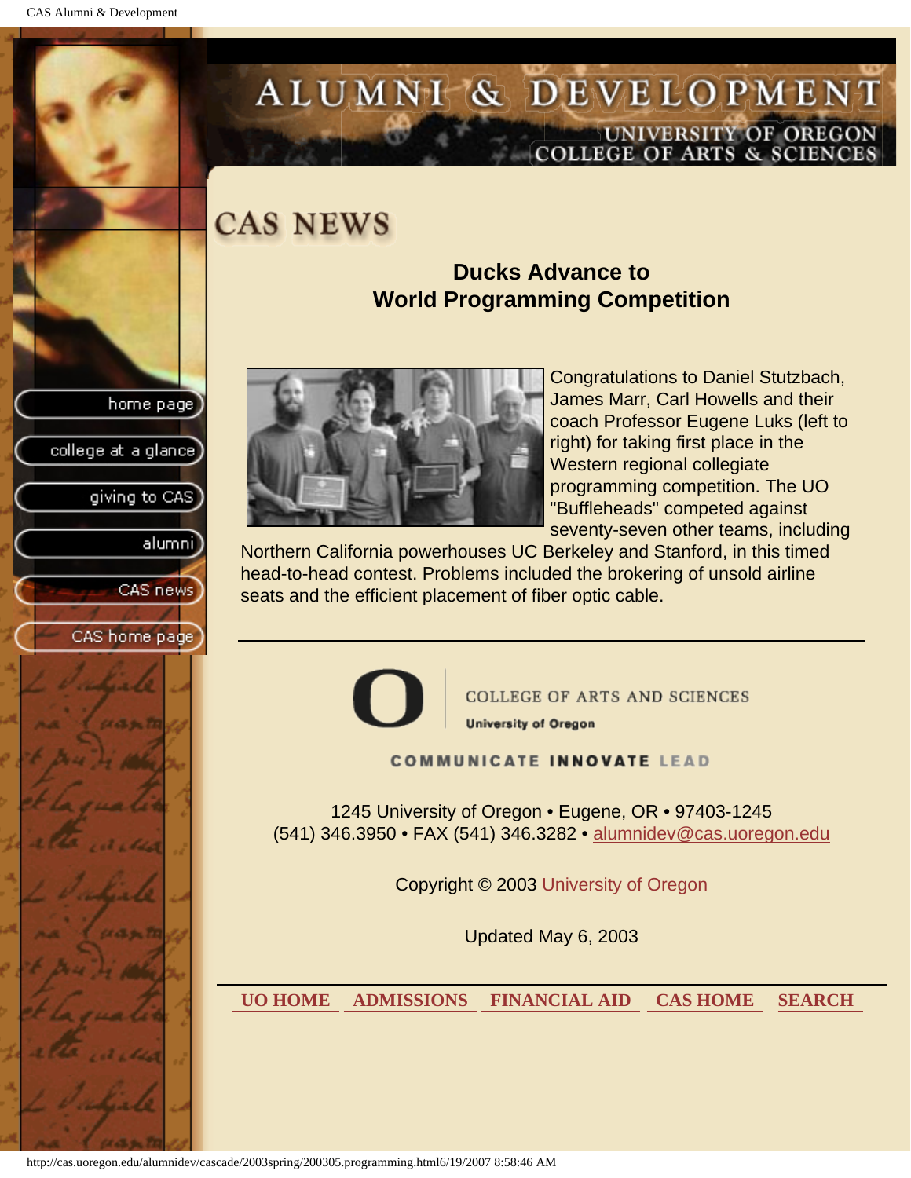# CAS NEWS

## Ducks Advance to World Programming Competition

Congratulations to Daniel Stutzbach, James Marr, Carl Howells and their coach Professor Eugene Luks (left to right) for taking first place in the Western regional collegiate programming competition. The UO "Buffleheads" competed against seventy-seven other teams, including Northern California powerhouses UC Berkeley and Stanford, in this timed head-to-head contest. Problems included the brokering of unsold airline seats and the efficient placement of fiber optic cable.

---

COLLEGE OF ARTS AND SCIENCES

University of Oregon

COMMUNICATE INNOVATE LEAD

1245 University of Oregon • Eugene, OR • 97403-1245
(541) 346.3950 • FAX (541) 346.3282 • alumnidev@cas.uoregon.edu

Copyright © 2003 University of Oregon

Updated May 6, 2003

---

**UO HOME** **ADMISSIONS** **FINANCIAL AID** **CAS HOME** **SEARCH**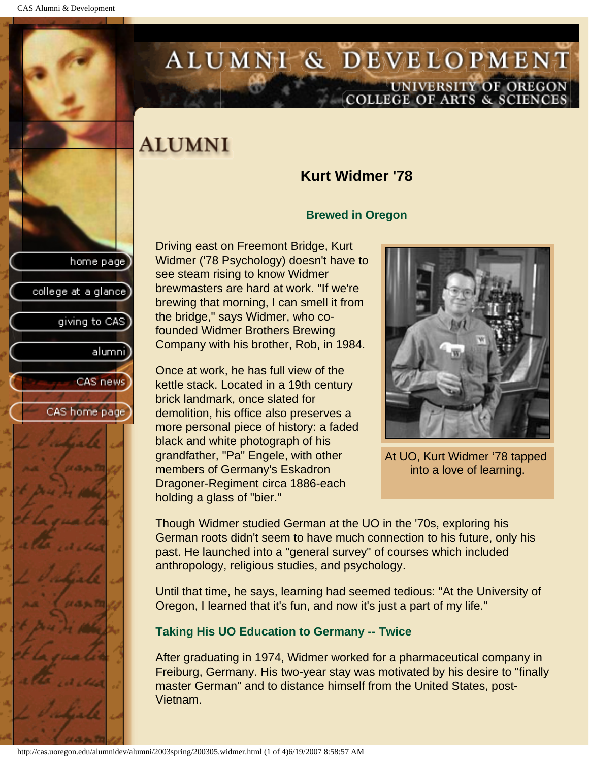# ALUMNI

## Kurt Widmer '78

### Brewed in Oregon

Driving east on Freemont Bridge, Kurt Widmer ('78 Psychology) doesn't have to see steam rising to know Widmer brewmasters are hard at work. "If we're brewing that morning, I can smell it from the bridge," says Widmer, who co-founded Widmer Brothers Brewing Company with his brother, Rob, in 1984.

At UO, Kurt Widmer '78 tapped into a love of learning.

Once at work, he has full view of the kettle stack. Located in a 19th century brick landmark, once slated for demolition, his office also preserves a more personal piece of history: a faded black and white photograph of his grandfather, "Pa" Engele, with other members of Germany's Eskadron Dragoner-Regiment circa 1886-each holding a glass of "bier."

Though Widmer studied German at the UO in the '70s, exploring his German roots didn't seem to have much connection to his future, only his past. He launched into a "general survey" of courses which included anthropology, religious studies, and psychology.

Until that time, he says, learning had seemed tedious: "At the University of Oregon, I learned that it's fun, and now it's just a part of my life."

### Taking His UO Education to Germany -- Twice

After graduating in 1974, Widmer worked for a pharmaceutical company in Freiburg, Germany. His two-year stay was motivated by his desire to "finally master German" and to distance himself from the United States, post-Vietnam.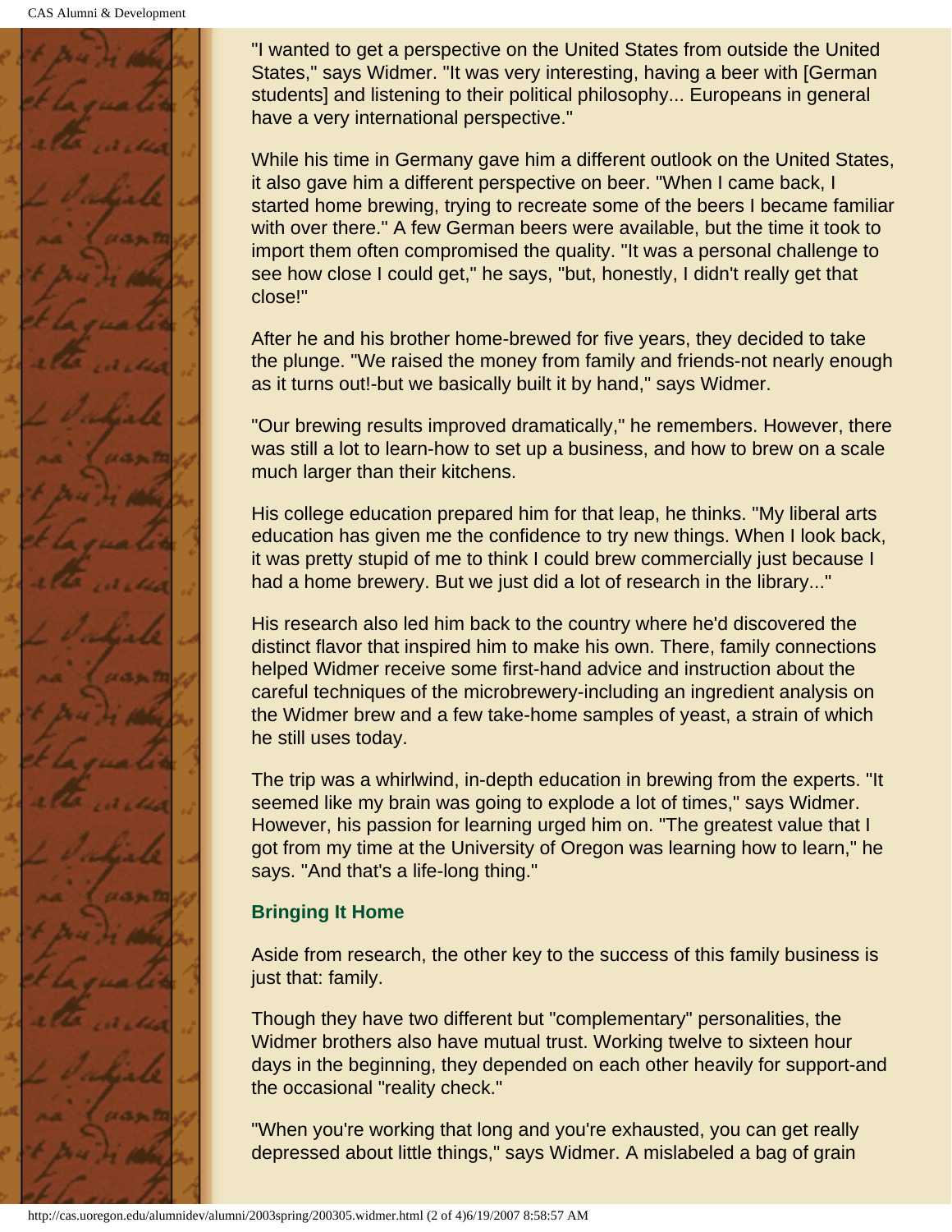"I wanted to get a perspective on the United States from outside the United States," says Widmer. "It was very interesting, having a beer with [German students] and listening to their political philosophy... Europeans in general have a very international perspective."

While his time in Germany gave him a different outlook on the United States, it also gave him a different perspective on beer. "When I came back, I started home brewing, trying to recreate some of the beers I became familiar with over there." A few German beers were available, but the time it took to import them often compromised the quality. "It was a personal challenge to see how close I could get," he says, "but, honestly, I didn't really get that close!"

After he and his brother home-brewed for five years, they decided to take the plunge. "We raised the money from family and friends-not nearly enough as it turns out!-but we basically built it by hand," says Widmer.

"Our brewing results improved dramatically," he remembers. However, there was still a lot to learn-how to set up a business, and how to brew on a scale much larger than their kitchens.

His college education prepared him for that leap, he thinks. "My liberal arts education has given me the confidence to try new things. When I look back, it was pretty stupid of me to think I could brew commercially just because I had a home brewery. But we just did a lot of research in the library..."

His research also led him back to the country where he'd discovered the distinct flavor that inspired him to make his own. There, family connections helped Widmer receive some first-hand advice and instruction about the careful techniques of the microbrewery-including an ingredient analysis on the Widmer brew and a few take-home samples of yeast, a strain of which he still uses today.

The trip was a whirlwind, in-depth education in brewing from the experts. "It seemed like my brain was going to explode a lot of times," says Widmer. However, his passion for learning urged him on. "The greatest value that I got from my time at the University of Oregon was learning how to learn," he says. "And that's a life-long thing."

### Bringing It Home

Aside from research, the other key to the success of this family business is just that: family.

Though they have two different but "complementary" personalities, the Widmer brothers also have mutual trust. Working twelve to sixteen hour days in the beginning, they depended on each other heavily for support-and the occasional "reality check."

"When you're working that long and you're exhausted, you can get really depressed about little things," says Widmer. A mislabeled a bag of grain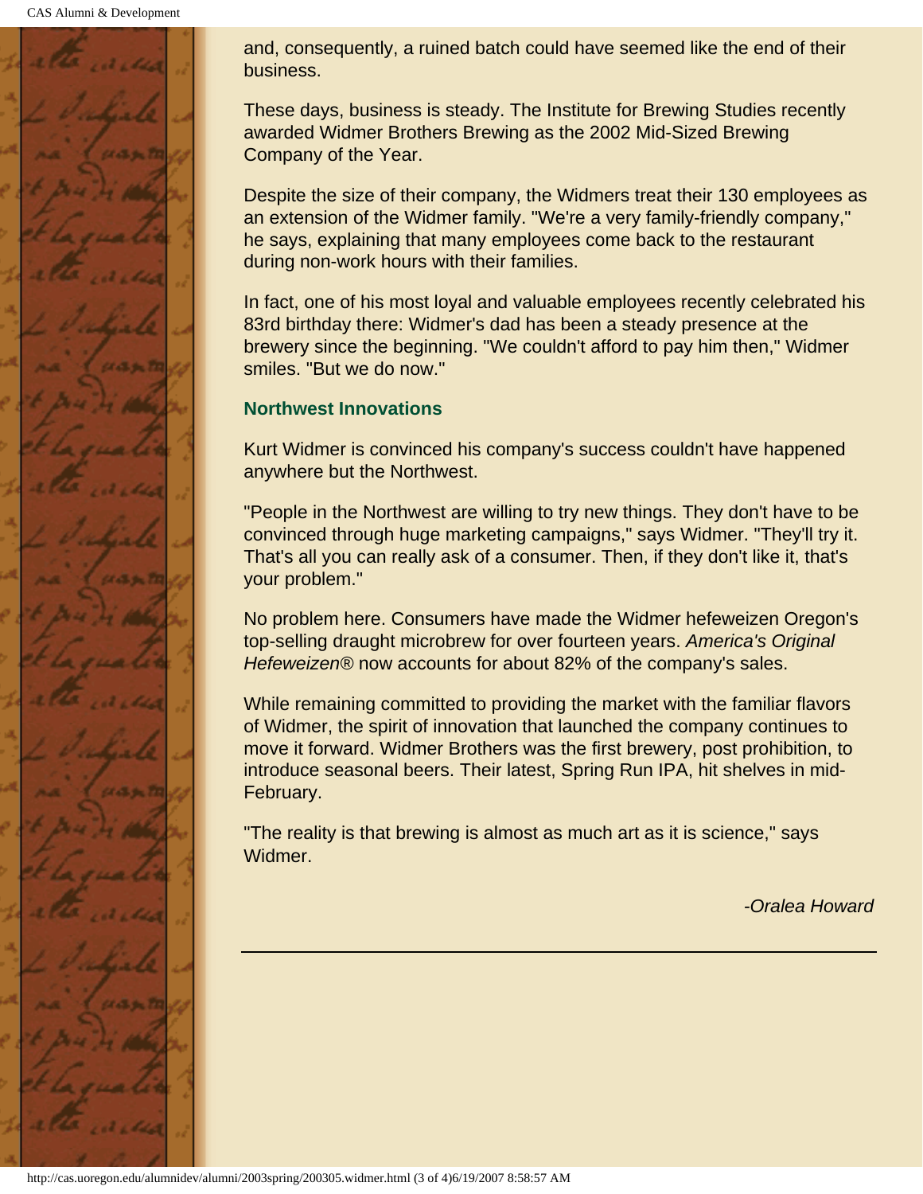and, consequently, a ruined batch could have seemed like the end of their business.

These days, business is steady. The Institute for Brewing Studies recently awarded Widmer Brothers Brewing as the 2002 Mid-Sized Brewing Company of the Year.

Despite the size of their company, the Widmers treat their 130 employees as an extension of the Widmer family. "We're a very family-friendly company," he says, explaining that many employees come back to the restaurant during non-work hours with their families.

In fact, one of his most loyal and valuable employees recently celebrated his 83rd birthday there: Widmer's dad has been a steady presence at the brewery since the beginning. "We couldn't afford to pay him then," Widmer smiles. "But we do now."

**Northwest Innovations**

Kurt Widmer is convinced his company's success couldn't have happened anywhere but the Northwest.

"People in the Northwest are willing to try new things. They don't have to be convinced through huge marketing campaigns," says Widmer. "They'll try it. That's all you can really ask of a consumer. Then, if they don't like it, that's your problem."

No problem here. Consumers have made the Widmer hefeweizen Oregon's top-selling draught microbrew for over fourteen years. *America's Original Hefeweizen®* now accounts for about 82% of the company's sales.

While remaining committed to providing the market with the familiar flavors of Widmer, the spirit of innovation that launched the company continues to move it forward. Widmer Brothers was the first brewery, post prohibition, to introduce seasonal beers. Their latest, Spring Run IPA, hit shelves in mid-February.

"The reality is that brewing is almost as much art as it is science," says Widmer.

*-Oralea Howard*

---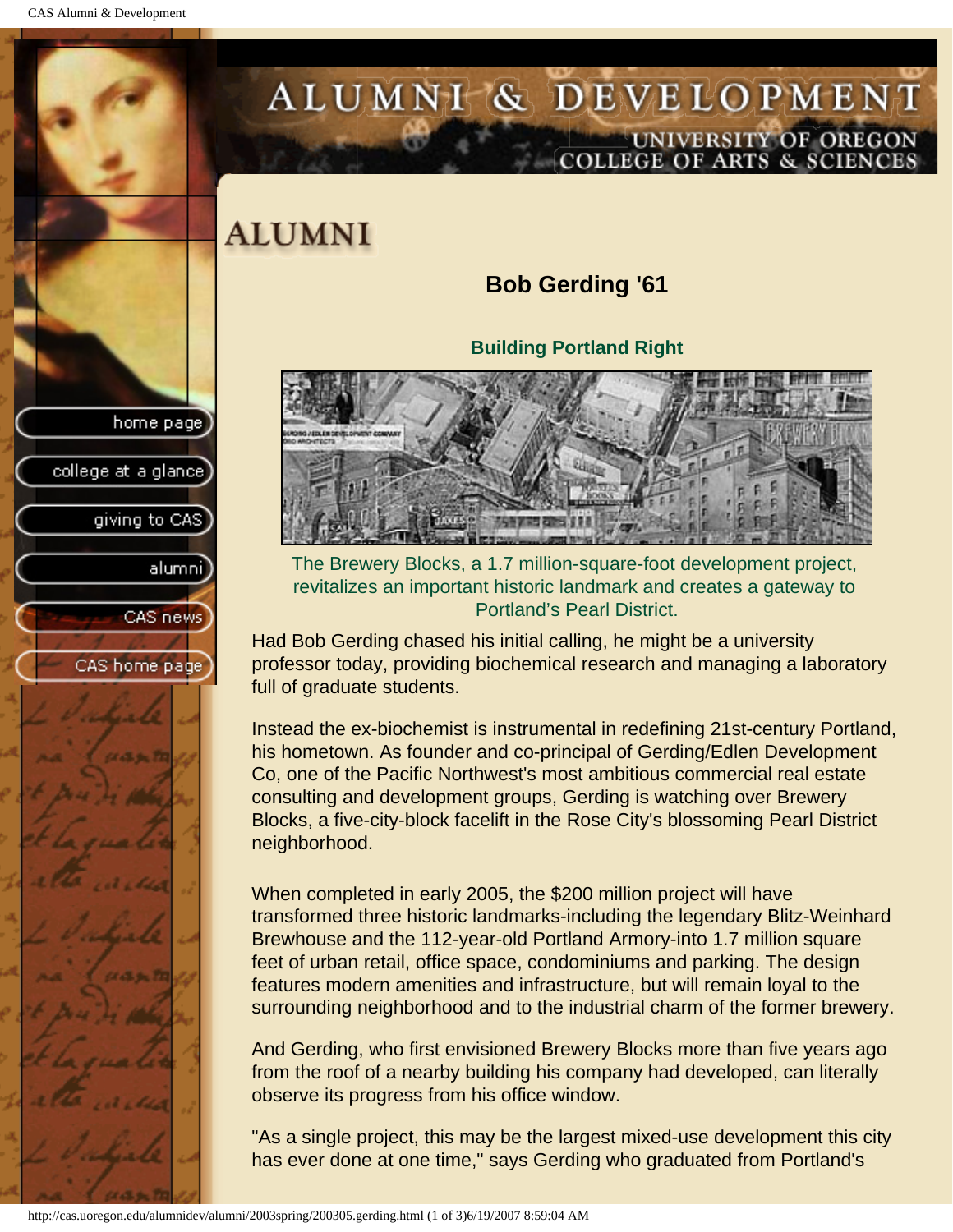# ALUMNI

## Bob Gerding '61

### Building Portland Right

The Brewery Blocks, a 1.7 million-square-foot development project, revitalizes an important historic landmark and creates a gateway to Portland's Pearl District.

Had Bob Gerding chased his initial calling, he might be a university professor today, providing biochemical research and managing a laboratory full of graduate students.

Instead the ex-biochemist is instrumental in redefining 21st-century Portland, his hometown. As founder and co-principal of Gerding/Edlen Development Co, one of the Pacific Northwest's most ambitious commercial real estate consulting and development groups, Gerding is watching over Brewery Blocks, a five-city-block facelift in the Rose City's blossoming Pearl District neighborhood.

When completed in early 2005, the $200 million project will have transformed three historic landmarks-including the legendary Blitz-Weinhard Brewhouse and the 112-year-old Portland Armory-into 1.7 million square feet of urban retail, office space, condominiums and parking. The design features modern amenities and infrastructure, but will remain loyal to the surrounding neighborhood and to the industrial charm of the former brewery.

And Gerding, who first envisioned Brewery Blocks more than five years ago from the roof of a nearby building his company had developed, can literally observe its progress from his office window.

"As a single project, this may be the largest mixed-use development this city has ever done at one time," says Gerding who graduated from Portland's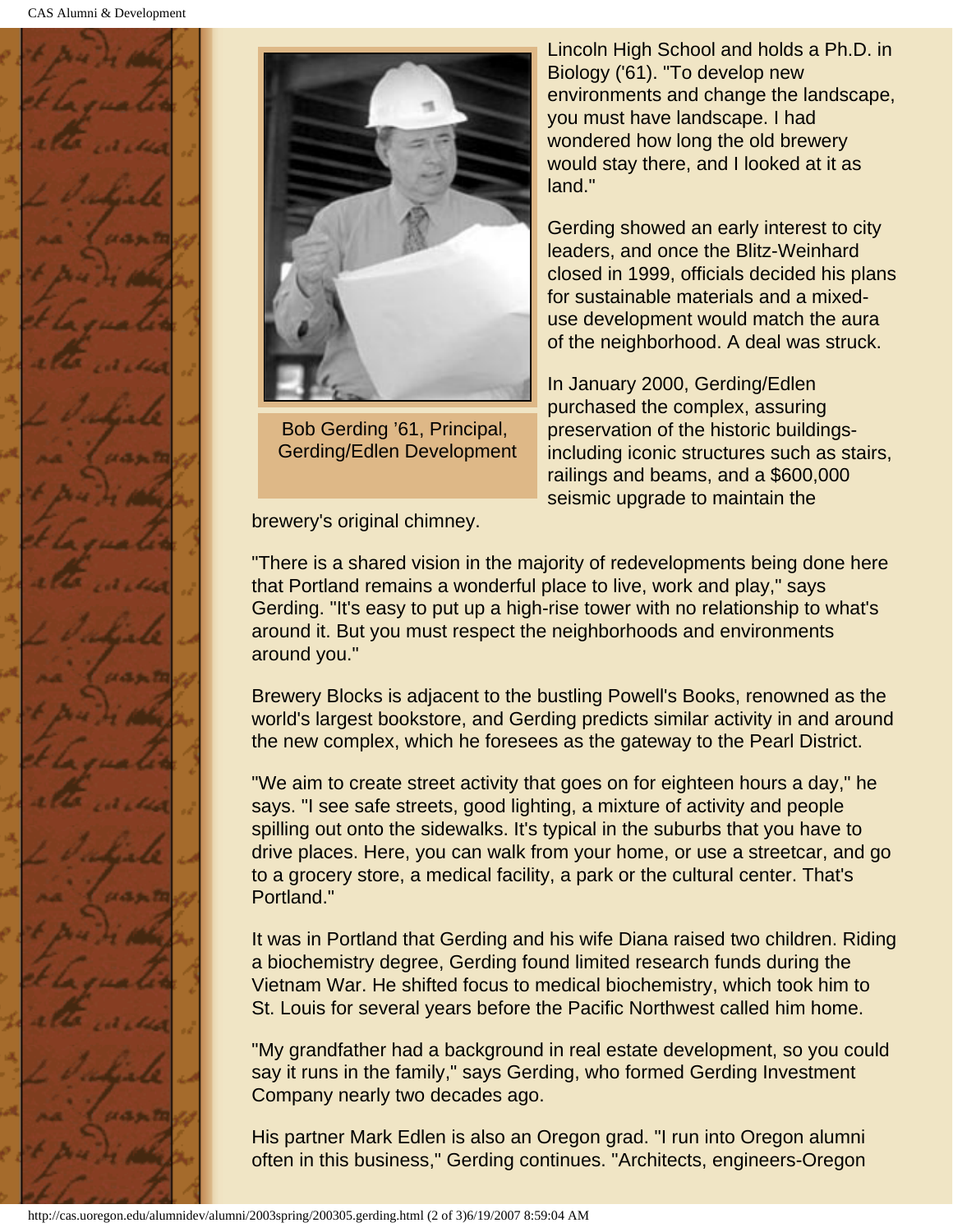Bob Gerding '61, Principal, Gerding/Edlen Development

Lincoln High School and holds a Ph.D. in Biology ('61). "To develop new environments and change the landscape, you must have landscape. I had wondered how long the old brewery would stay there, and I looked at it as land."

Gerding showed an early interest to city leaders, and once the Blitz-Weinhard closed in 1999, officials decided his plans for sustainable materials and a mixed-use development would match the aura of the neighborhood. A deal was struck.

In January 2000, Gerding/Edlen purchased the complex, assuring preservation of the historic buildings-including iconic structures such as stairs, railings and beams, and a $600,000 seismic upgrade to maintain the brewery's original chimney.

"There is a shared vision in the majority of redevelopments being done here that Portland remains a wonderful place to live, work and play," says Gerding. "It's easy to put up a high-rise tower with no relationship to what's around it. But you must respect the neighborhoods and environments around you."

Brewery Blocks is adjacent to the bustling Powell's Books, renowned as the world's largest bookstore, and Gerding predicts similar activity in and around the new complex, which he foresees as the gateway to the Pearl District.

"We aim to create street activity that goes on for eighteen hours a day," he says. "I see safe streets, good lighting, a mixture of activity and people spilling out onto the sidewalks. It's typical in the suburbs that you have to drive places. Here, you can walk from your home, or use a streetcar, and go to a grocery store, a medical facility, a park or the cultural center. That's Portland."

It was in Portland that Gerding and his wife Diana raised two children. Riding a biochemistry degree, Gerding found limited research funds during the Vietnam War. He shifted focus to medical biochemistry, which took him to St. Louis for several years before the Pacific Northwest called him home.

"My grandfather had a background in real estate development, so you could say it runs in the family," says Gerding, who formed Gerding Investment Company nearly two decades ago.

His partner Mark Edlen is also an Oregon grad. "I run into Oregon alumni often in this business," Gerding continues. "Architects, engineers-Oregon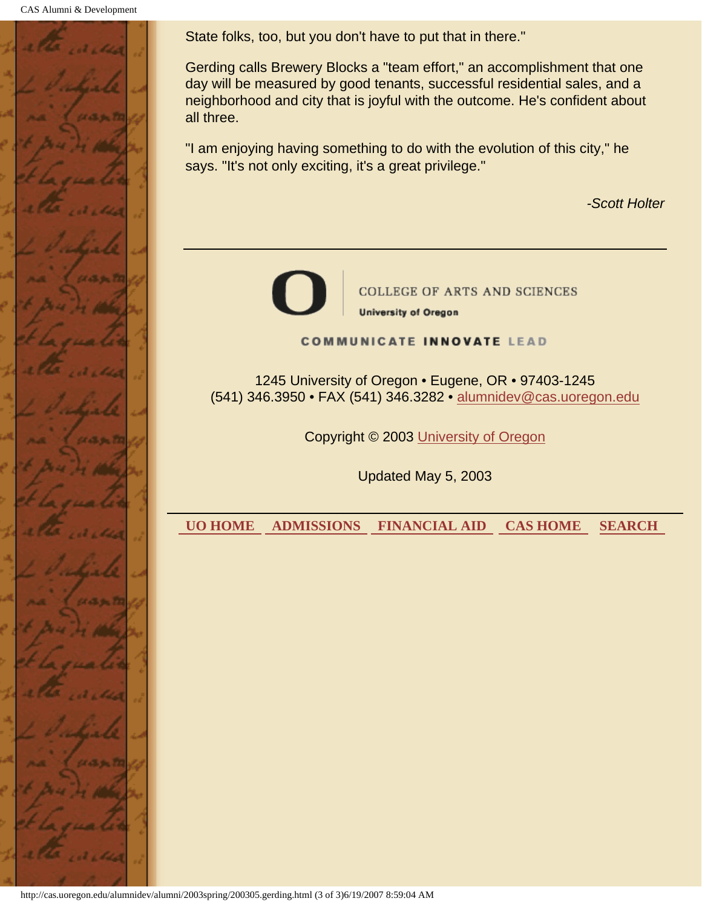State folks, too, but you don't have to put that in there."

Gerding calls Brewery Blocks a "team effort," an accomplishment that one day will be measured by good tenants, successful residential sales, and a neighborhood and city that is joyful with the outcome. He's confident about all three.

"I am enjoying having something to do with the evolution of this city," he says. "It's not only exciting, it's a great privilege."

*-Scott Holter*

---

COLLEGE OF ARTS AND SCIENCES
**University of Oregon**

COMMUNICATE **INNOVATE** LEAD

1245 University of Oregon • Eugene, OR • 97403-1245
(541) 346.3950 • FAX (541) 346.3282 • alumnidev@cas.uoregon.edu

Copyright © 2003 University of Oregon

Updated May 5, 2003

---

**UO HOME** **ADMISSIONS** **FINANCIAL AID** **CAS HOME** **SEARCH**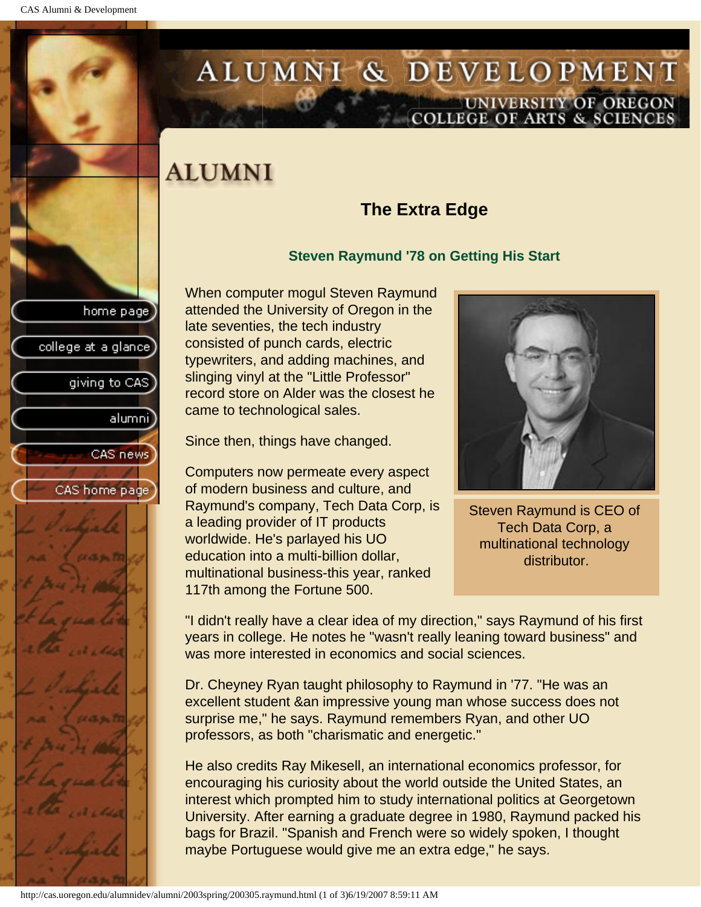# ALUMNI

## The Extra Edge

### Steven Raymund '78 on Getting His Start

When computer mogul Steven Raymund attended the University of Oregon in the late seventies, the tech industry consisted of punch cards, electric typewriters, and adding machines, and slinging vinyl at the "Little Professor" record store on Alder was the closest he came to technological sales.

Since then, things have changed.

Computers now permeate every aspect of modern business and culture, and Raymund's company, Tech Data Corp, is a leading provider of IT products worldwide. He's parlayed his UO education into a multi-billion dollar, multinational business-this year, ranked 117th among the Fortune 500.

Steven Raymund is CEO of Tech Data Corp, a multinational technology distributor.

"I didn't really have a clear idea of my direction," says Raymund of his first years in college. He notes he "wasn't really leaning toward business" and was more interested in economics and social sciences.

Dr. Cheyney Ryan taught philosophy to Raymund in '77. "He was an excellent student &an impressive young man whose success does not surprise me," he says. Raymund remembers Ryan, and other UO professors, as both "charismatic and energetic."

He also credits Ray Mikesell, an international economics professor, for encouraging his curiosity about the world outside the United States, an interest which prompted him to study international politics at Georgetown University. After earning a graduate degree in 1980, Raymund packed his bags for Brazil. "Spanish and French were so widely spoken, I thought maybe Portuguese would give me an extra edge," he says.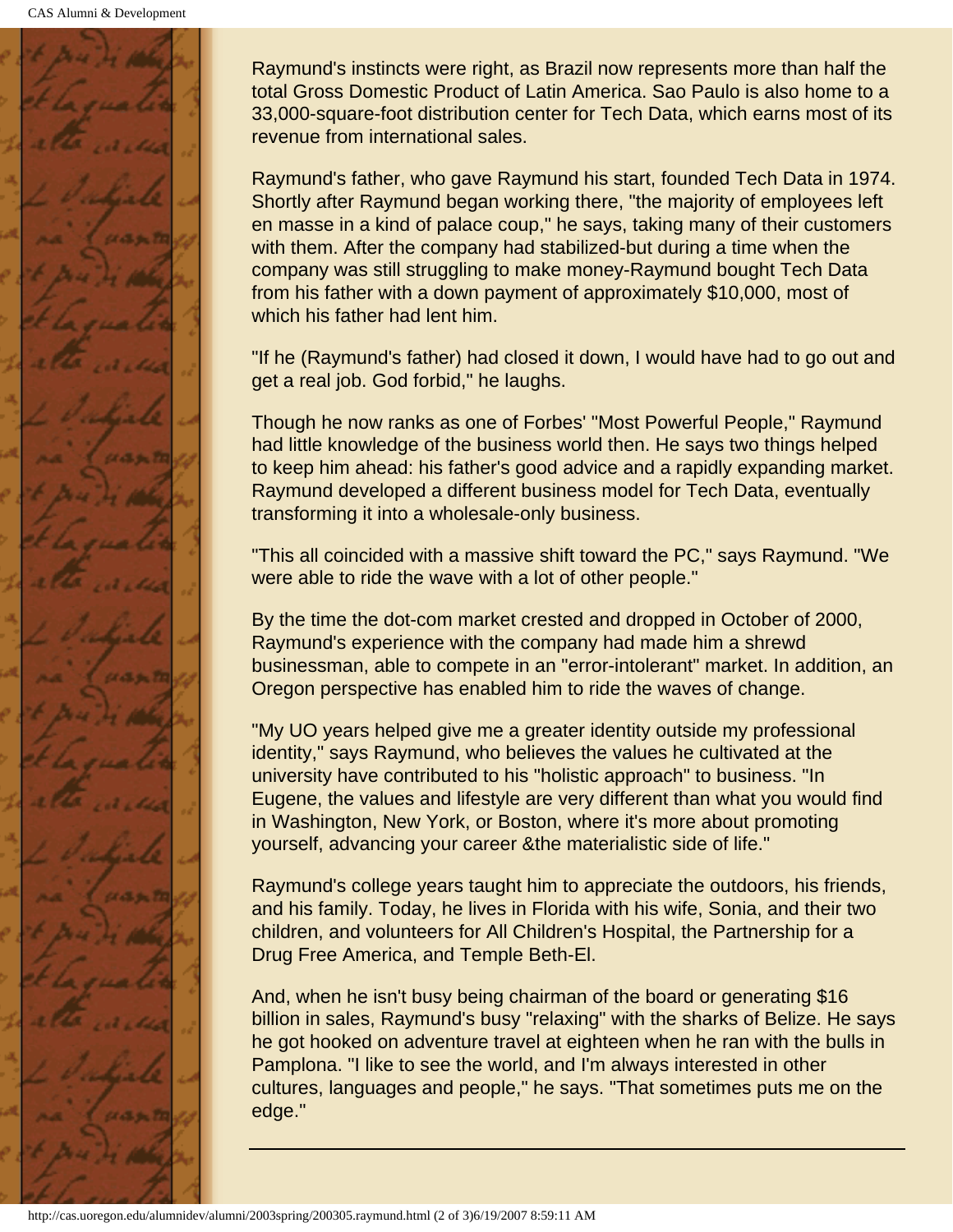Raymund's instincts were right, as Brazil now represents more than half the total Gross Domestic Product of Latin America. Sao Paulo is also home to a 33,000-square-foot distribution center for Tech Data, which earns most of its revenue from international sales.

Raymund's father, who gave Raymund his start, founded Tech Data in 1974. Shortly after Raymund began working there, "the majority of employees left en masse in a kind of palace coup," he says, taking many of their customers with them. After the company had stabilized-but during a time when the company was still struggling to make money-Raymund bought Tech Data from his father with a down payment of approximately $10,000, most of which his father had lent him.

"If he (Raymund's father) had closed it down, I would have had to go out and get a real job. God forbid," he laughs.

Though he now ranks as one of Forbes' "Most Powerful People," Raymund had little knowledge of the business world then. He says two things helped to keep him ahead: his father's good advice and a rapidly expanding market. Raymund developed a different business model for Tech Data, eventually transforming it into a wholesale-only business.

"This all coincided with a massive shift toward the PC," says Raymund. "We were able to ride the wave with a lot of other people."

By the time the dot-com market crested and dropped in October of 2000, Raymund's experience with the company had made him a shrewd businessman, able to compete in an "error-intolerant" market. In addition, an Oregon perspective has enabled him to ride the waves of change.

"My UO years helped give me a greater identity outside my professional identity," says Raymund, who believes the values he cultivated at the university have contributed to his "holistic approach" to business. "In Eugene, the values and lifestyle are very different than what you would find in Washington, New York, or Boston, where it's more about promoting yourself, advancing your career &the materialistic side of life."

Raymund's college years taught him to appreciate the outdoors, his friends, and his family. Today, he lives in Florida with his wife, Sonia, and their two children, and volunteers for All Children's Hospital, the Partnership for a Drug Free America, and Temple Beth-El.

And, when he isn't busy being chairman of the board or generating $16 billion in sales, Raymund's busy "relaxing" with the sharks of Belize. He says he got hooked on adventure travel at eighteen when he ran with the bulls in Pamplona. "I like to see the world, and I'm always interested in other cultures, languages and people," he says. "That sometimes puts me on the edge."

---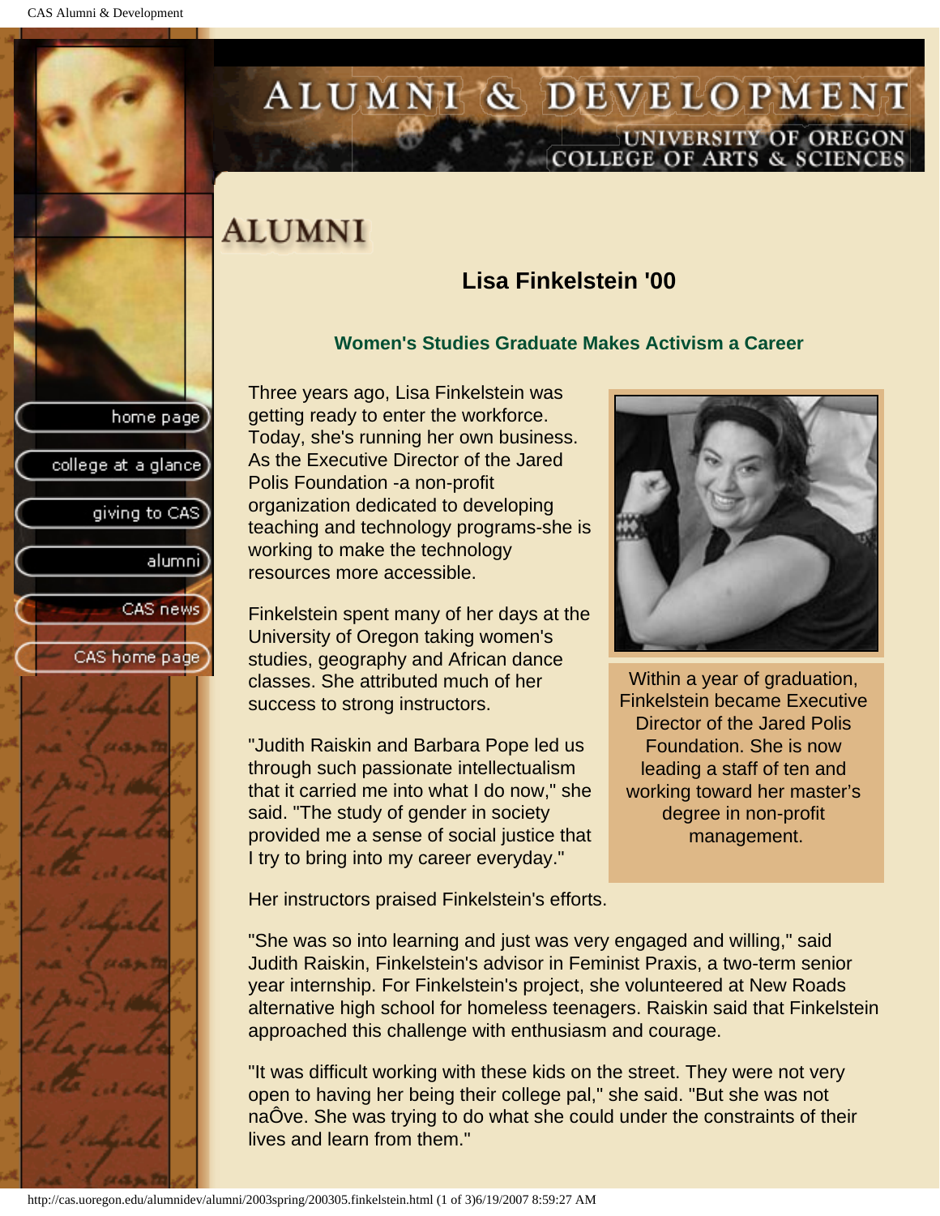# ALUMNI

## Lisa Finkelstein '00

### Women's Studies Graduate Makes Activism a Career

Three years ago, Lisa Finkelstein was getting ready to enter the workforce. Today, she's running her own business. As the Executive Director of the Jared Polis Foundation -a non-profit organization dedicated to developing teaching and technology programs-she is working to make the technology resources more accessible.

Within a year of graduation, Finkelstein became Executive Director of the Jared Polis Foundation. She is now leading a staff of ten and working toward her master's degree in non-profit management.

Finkelstein spent many of her days at the University of Oregon taking women's studies, geography and African dance classes. She attributed much of her success to strong instructors.

"Judith Raiskin and Barbara Pope led us through such passionate intellectualism that it carried me into what I do now," she said. "The study of gender in society provided me a sense of social justice that I try to bring into my career everyday."

Her instructors praised Finkelstein's efforts.

"She was so into learning and just was very engaged and willing," said Judith Raiskin, Finkelstein's advisor in Feminist Praxis, a two-term senior year internship. For Finkelstein's project, she volunteered at New Roads alternative high school for homeless teenagers. Raiskin said that Finkelstein approached this challenge with enthusiasm and courage.

"It was difficult working with these kids on the street. They were not very open to having her being their college pal," she said. "But she was not naÔve. She was trying to do what she could under the constraints of their lives and learn from them."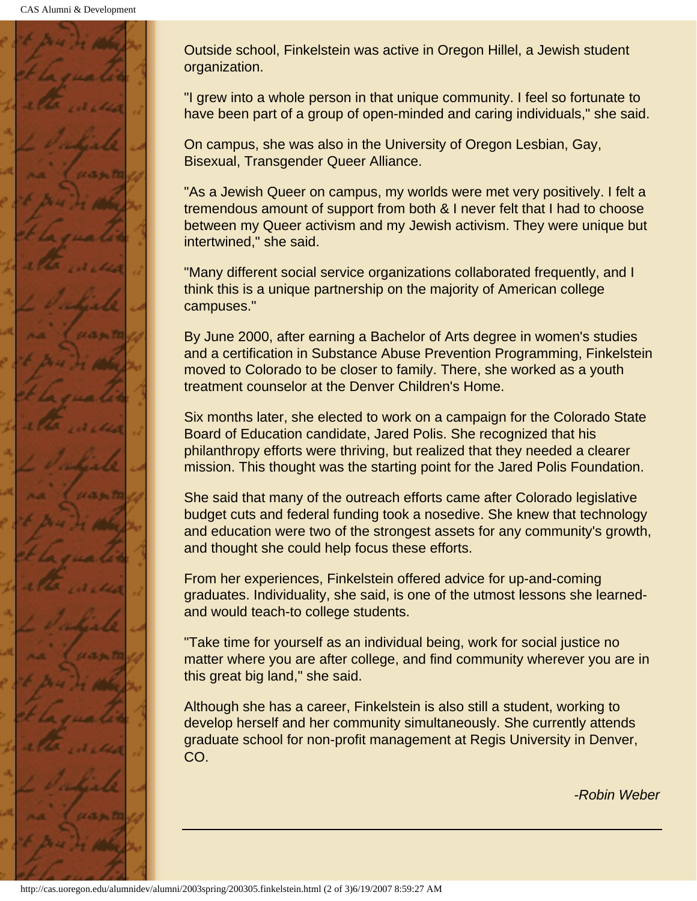Outside school, Finkelstein was active in Oregon Hillel, a Jewish student organization.

"I grew into a whole person in that unique community. I feel so fortunate to have been part of a group of open-minded and caring individuals," she said.

On campus, she was also in the University of Oregon Lesbian, Gay, Bisexual, Transgender Queer Alliance.

"As a Jewish Queer on campus, my worlds were met very positively. I felt a tremendous amount of support from both & I never felt that I had to choose between my Queer activism and my Jewish activism. They were unique but intertwined," she said.

"Many different social service organizations collaborated frequently, and I think this is a unique partnership on the majority of American college campuses."

By June 2000, after earning a Bachelor of Arts degree in women's studies and a certification in Substance Abuse Prevention Programming, Finkelstein moved to Colorado to be closer to family. There, she worked as a youth treatment counselor at the Denver Children's Home.

Six months later, she elected to work on a campaign for the Colorado State Board of Education candidate, Jared Polis. She recognized that his philanthropy efforts were thriving, but realized that they needed a clearer mission. This thought was the starting point for the Jared Polis Foundation.

She said that many of the outreach efforts came after Colorado legislative budget cuts and federal funding took a nosedive. She knew that technology and education were two of the strongest assets for any community's growth, and thought she could help focus these efforts.

From her experiences, Finkelstein offered advice for up-and-coming graduates. Individuality, she said, is one of the utmost lessons she learned-and would teach-to college students.

"Take time for yourself as an individual being, work for social justice no matter where you are after college, and find community wherever you are in this great big land," she said.

Although she has a career, Finkelstein is also still a student, working to develop herself and her community simultaneously. She currently attends graduate school for non-profit management at Regis University in Denver, CO.

*-Robin Weber*

---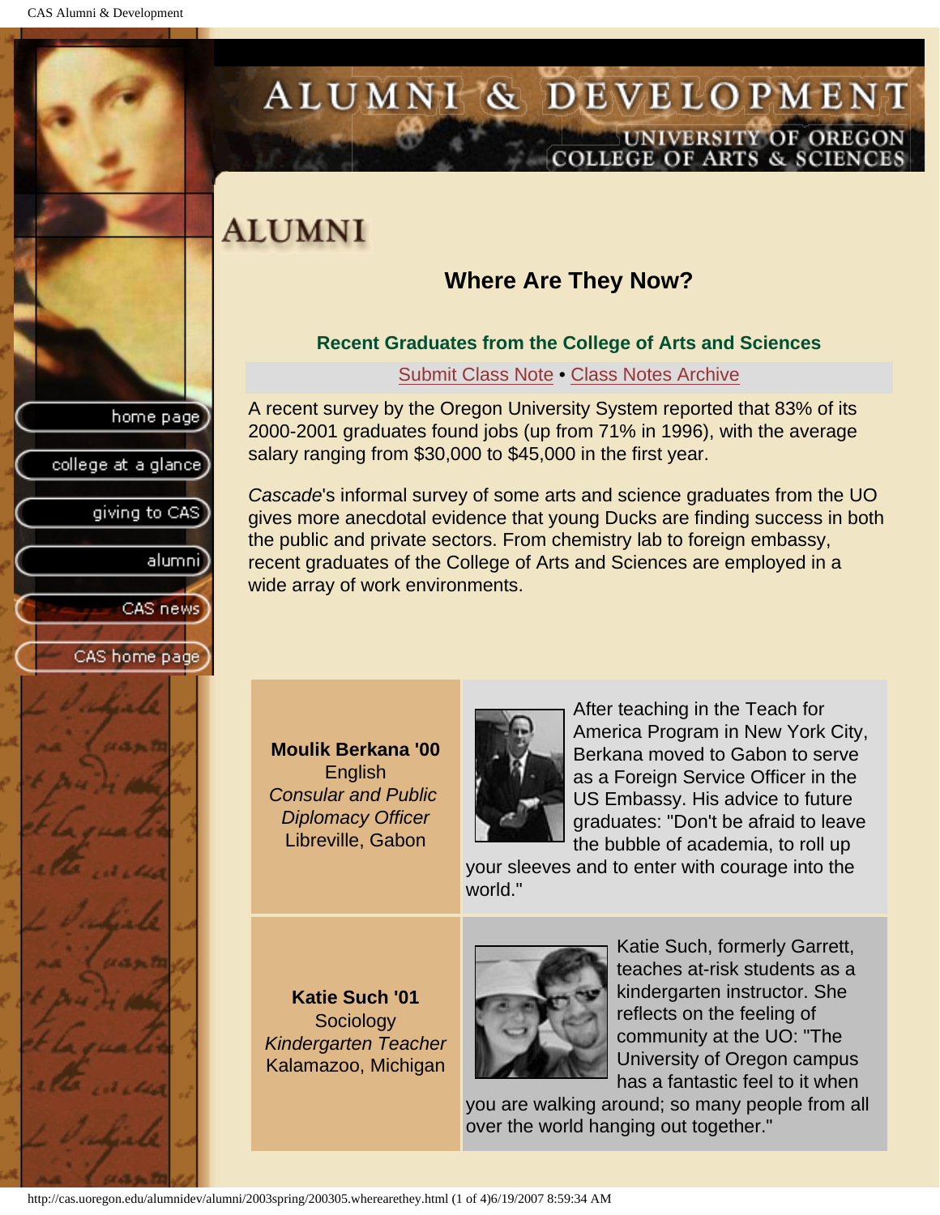# ALUMNI

## Where Are They Now?

### Recent Graduates from the College of Arts and Sciences

Submit Class Note • Class Notes Archive

A recent survey by the Oregon University System reported that 83% of its 2000-2001 graduates found jobs (up from 71% in 1996), with the average salary ranging from $30,000 to $45,000 in the first year.

*Cascade*'s informal survey of some arts and science graduates from the UO gives more anecdotal evidence that young Ducks are finding success in both the public and private sectors. From chemistry lab to foreign embassy, recent graduates of the College of Arts and Sciences are employed in a wide array of work environments.

| | |
|---|---|
| **Moulik Berkana '00**<br>English<br>*Consular and Public Diplomacy Officer*<br>Libreville, Gabon | After teaching in the Teach for America Program in New York City, Berkana moved to Gabon to serve as a Foreign Service Officer in the US Embassy. His advice to future graduates: "Don't be afraid to leave the bubble of academia, to roll up your sleeves and to enter with courage into the world." |
| **Katie Such '01**<br>Sociology<br>*Kindergarten Teacher*<br>Kalamazoo, Michigan | Katie Such, formerly Garrett, teaches at-risk students as a kindergarten instructor. She reflects on the feeling of community at the UO: "The University of Oregon campus has a fantastic feel to it when you are walking around; so many people from all over the world hanging out together." |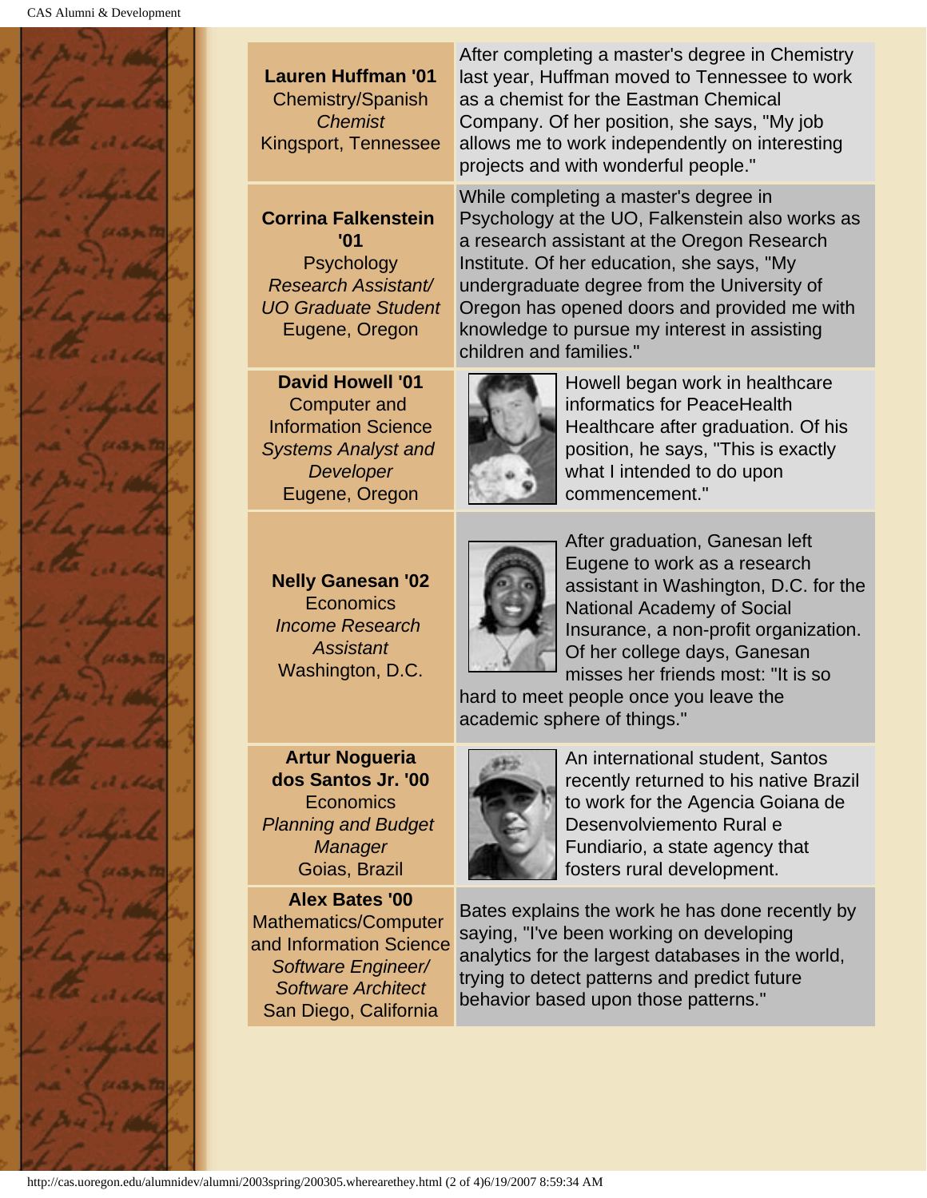| | |
|---|---|
| **Lauren Huffman '01**<br>Chemistry/Spanish<br>*Chemist*<br>Kingsport, Tennessee | After completing a master's degree in Chemistry last year, Huffman moved to Tennessee to work as a chemist for the Eastman Chemical Company. Of her position, she says, "My job allows me to work independently on interesting projects and with wonderful people." |
| **Corrina Falkenstein '01**<br>Psychology<br>*Research Assistant/ UO Graduate Student*<br>Eugene, Oregon | While completing a master's degree in Psychology at the UO, Falkenstein also works as a research assistant at the Oregon Research Institute. Of her education, she says, "My undergraduate degree from the University of Oregon has opened doors and provided me with knowledge to pursue my interest in assisting children and families." |
| **David Howell '01**<br>Computer and Information Science<br>*Systems Analyst and Developer*<br>Eugene, Oregon | Howell began work in healthcare informatics for PeaceHealth Healthcare after graduation. Of his position, he says, "This is exactly what I intended to do upon commencement." |
| **Nelly Ganesan '02**<br>Economics<br>*Income Research Assistant*<br>Washington, D.C. | After graduation, Ganesan left Eugene to work as a research assistant in Washington, D.C. for the National Academy of Social Insurance, a non-profit organization. Of her college days, Ganesan misses her friends most: "It is so hard to meet people once you leave the academic sphere of things." |
| **Artur Nogueria dos Santos Jr. '00**<br>Economics<br>*Planning and Budget Manager*<br>Goias, Brazil | An international student, Santos recently returned to his native Brazil to work for the Agencia Goiana de Desenvolviemento Rural e Fundiario, a state agency that fosters rural development. |
| **Alex Bates '00**<br>Mathematics/Computer and Information Science<br>*Software Engineer/ Software Architect*<br>San Diego, California | Bates explains the work he has done recently by saying, "I've been working on developing analytics for the largest databases in the world, trying to detect patterns and predict future behavior based upon those patterns." |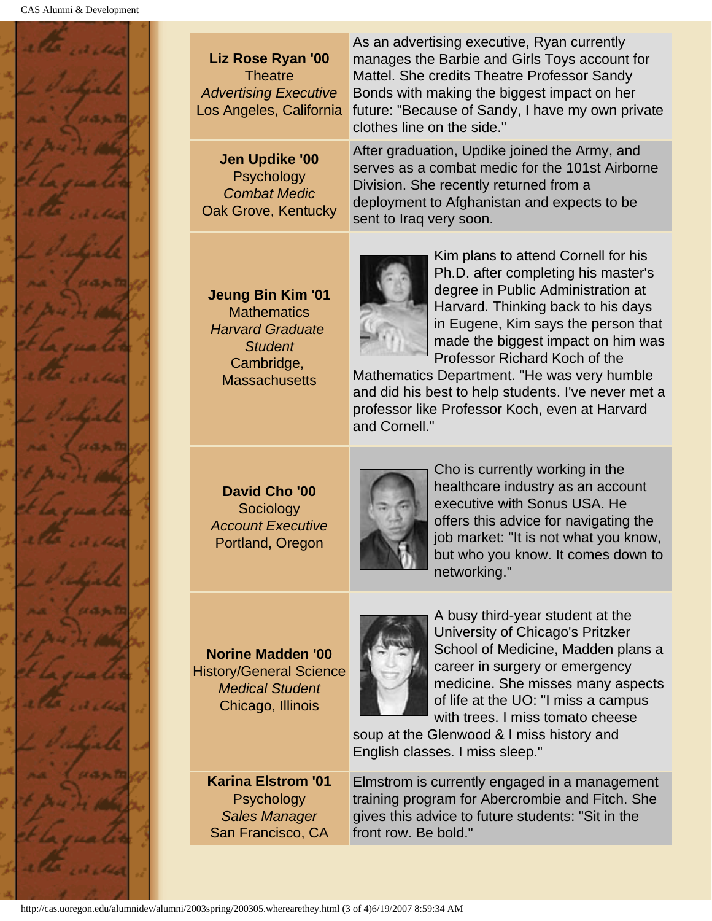| | |
|---|---|
| **Liz Rose Ryan '00**<br>Theatre<br>*Advertising Executive*<br>Los Angeles, California | As an advertising executive, Ryan currently manages the Barbie and Girls Toys account for Mattel. She credits Theatre Professor Sandy Bonds with making the biggest impact on her future: "Because of Sandy, I have my own private clothes line on the side." |
| **Jen Updike '00**<br>Psychology<br>*Combat Medic*<br>Oak Grove, Kentucky | After graduation, Updike joined the Army, and serves as a combat medic for the 101st Airborne Division. She recently returned from a deployment to Afghanistan and expects to be sent to Iraq very soon. |
| **Jeung Bin Kim '01**<br>Mathematics<br>*Harvard Graduate Student*<br>Cambridge, Massachusetts | Kim plans to attend Cornell for his Ph.D. after completing his master's degree in Public Administration at Harvard. Thinking back to his days in Eugene, Kim says the person that made the biggest impact on him was Professor Richard Koch of the Mathematics Department. "He was very humble and did his best to help students. I've never met a professor like Professor Koch, even at Harvard and Cornell." |
| **David Cho '00**<br>Sociology<br>*Account Executive*<br>Portland, Oregon | Cho is currently working in the healthcare industry as an account executive with Sonus USA. He offers this advice for navigating the job market: "It is not what you know, but who you know. It comes down to networking." |
| **Norine Madden '00**<br>History/General Science<br>*Medical Student*<br>Chicago, Illinois | A busy third-year student at the University of Chicago's Pritzker School of Medicine, Madden plans a career in surgery or emergency medicine. She misses many aspects of life at the UO: "I miss a campus with trees. I miss tomato cheese soup at the Glenwood & I miss history and English classes. I miss sleep." |
| **Karina Elstrom '01**<br>Psychology<br>*Sales Manager*<br>San Francisco, CA | Elmstrom is currently engaged in a management training program for Abercrombie and Fitch. She gives this advice to future students: "Sit in the front row. Be bold." |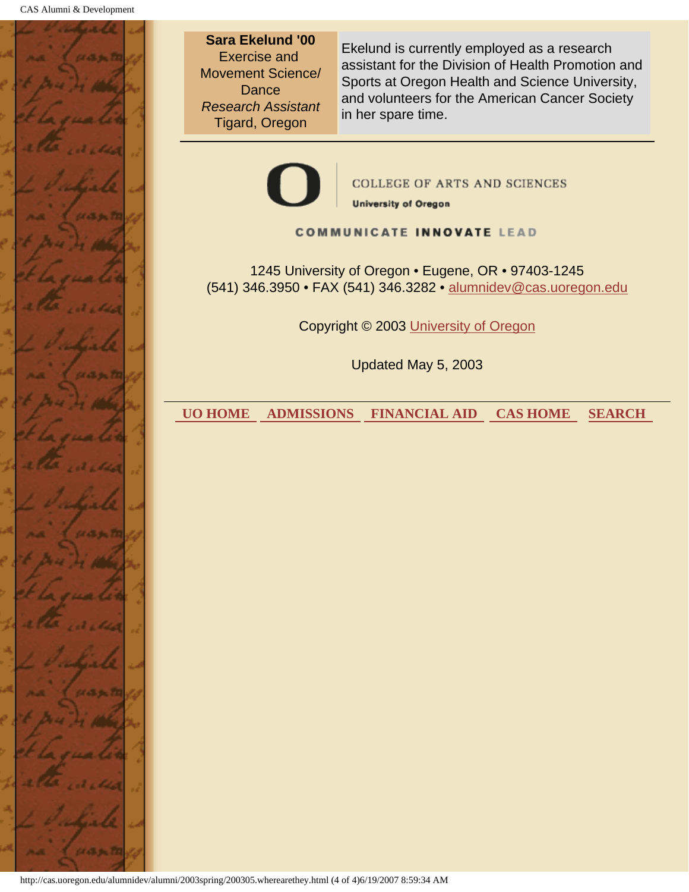| **Sara Ekelund '00**<br>Exercise and Movement Science/ Dance<br>*Research Assistant*<br>Tigard, Oregon | Ekelund is currently employed as a research assistant for the Division of Health Promotion and Sports at Oregon Health and Science University, and volunteers for the American Cancer Society in her spare time. |
|---|---|

---

COLLEGE OF ARTS AND SCIENCES
University of Oregon

COMMUNICATE **INNOVATE** LEAD

1245 University of Oregon • Eugene, OR • 97403-1245
(541) 346.3950 • FAX (541) 346.3282 • alumnidev@cas.uoregon.edu

Copyright © 2003 University of Oregon

Updated May 5, 2003

---

**UO HOME** **ADMISSIONS** **FINANCIAL AID** **CAS HOME** **SEARCH**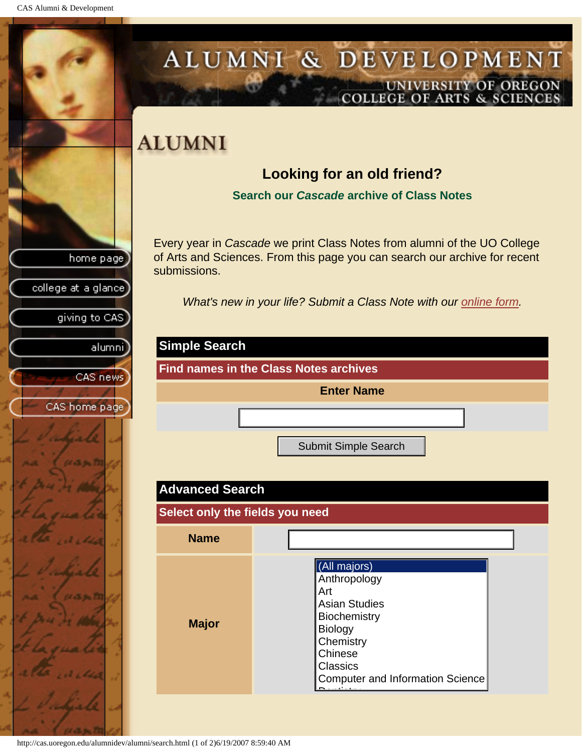# ALUMNI & DEVELOPMENT

UNIVERSITY OF OREGON
COLLEGE OF ARTS & SCIENCES

- home page
- college at a glance
- giving to CAS
- alumni
- CAS news
- CAS home page

## ALUMNI

### Looking for an old friend?

**Search our *Cascade* archive of Class Notes**

Every year in *Cascade* we print Class Notes from alumni of the UO College of Arts and Sciences. From this page you can search our archive for recent submissions.

*What's new in your life? Submit a Class Note with our online form.*

**Simple Search**

**Find names in the Class Notes archives**

**Enter Name**

[ ]

Submit Simple Search

**Advanced Search**

**Select only the fields you need**

| | |
|---|---|
| **Name** | [ ] |
| **Major** | (All majors)<br>Anthropology<br>Art<br>Asian Studies<br>Biochemistry<br>Biology<br>Chemistry<br>Chinese<br>Classics<br>Computer and Information Science |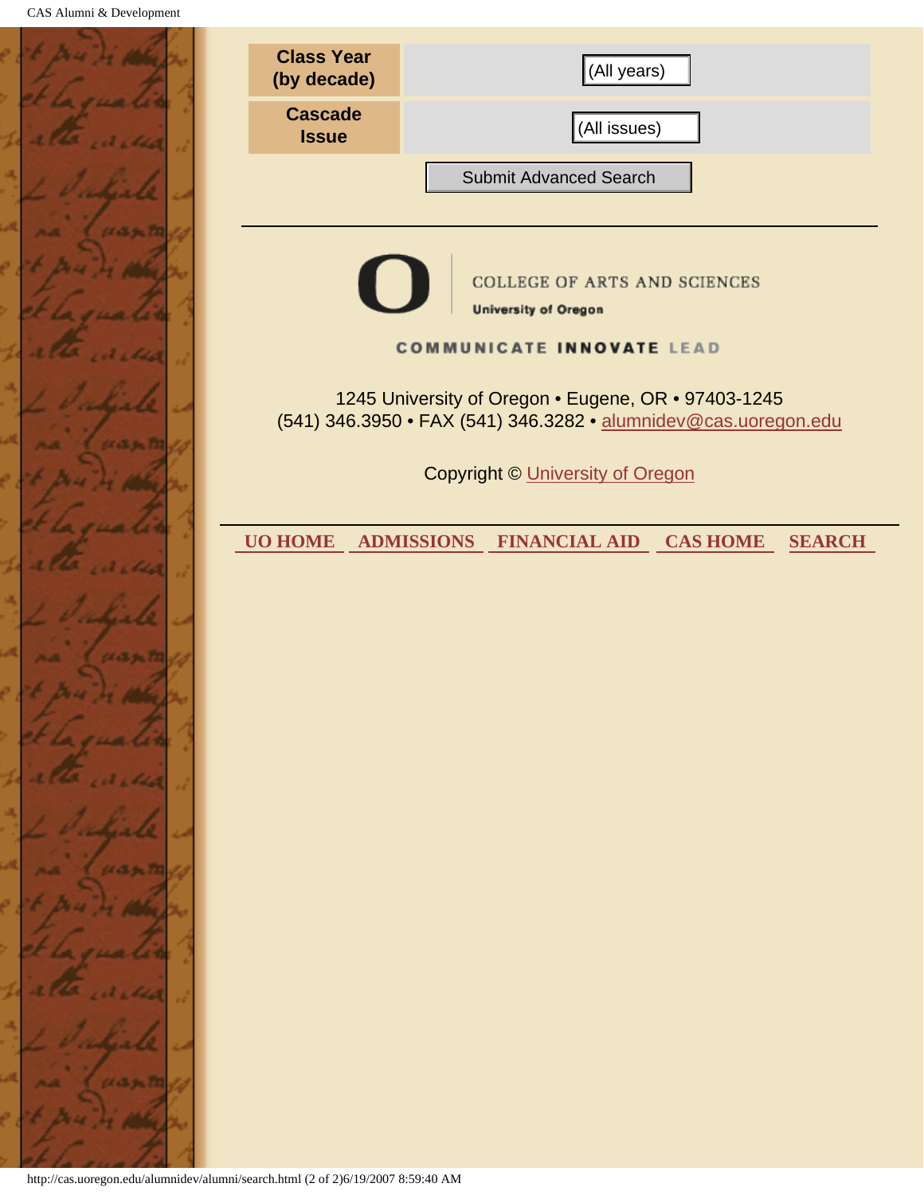| Class Year (by decade) | (All years) |
| --- | --- |
| Cascade Issue | (All issues) |

Submit Advanced Search

---

COLLEGE OF ARTS AND SCIENCES

University of Oregon

COMMUNICATE INNOVATE LEAD

1245 University of Oregon • Eugene, OR • 97403-1245
(541) 346.3950 • FAX (541) 346.3282 • alumnidev@cas.uoregon.edu

Copyright © University of Oregon

---

UO HOME ADMISSIONS FINANCIAL AID CAS HOME SEARCH